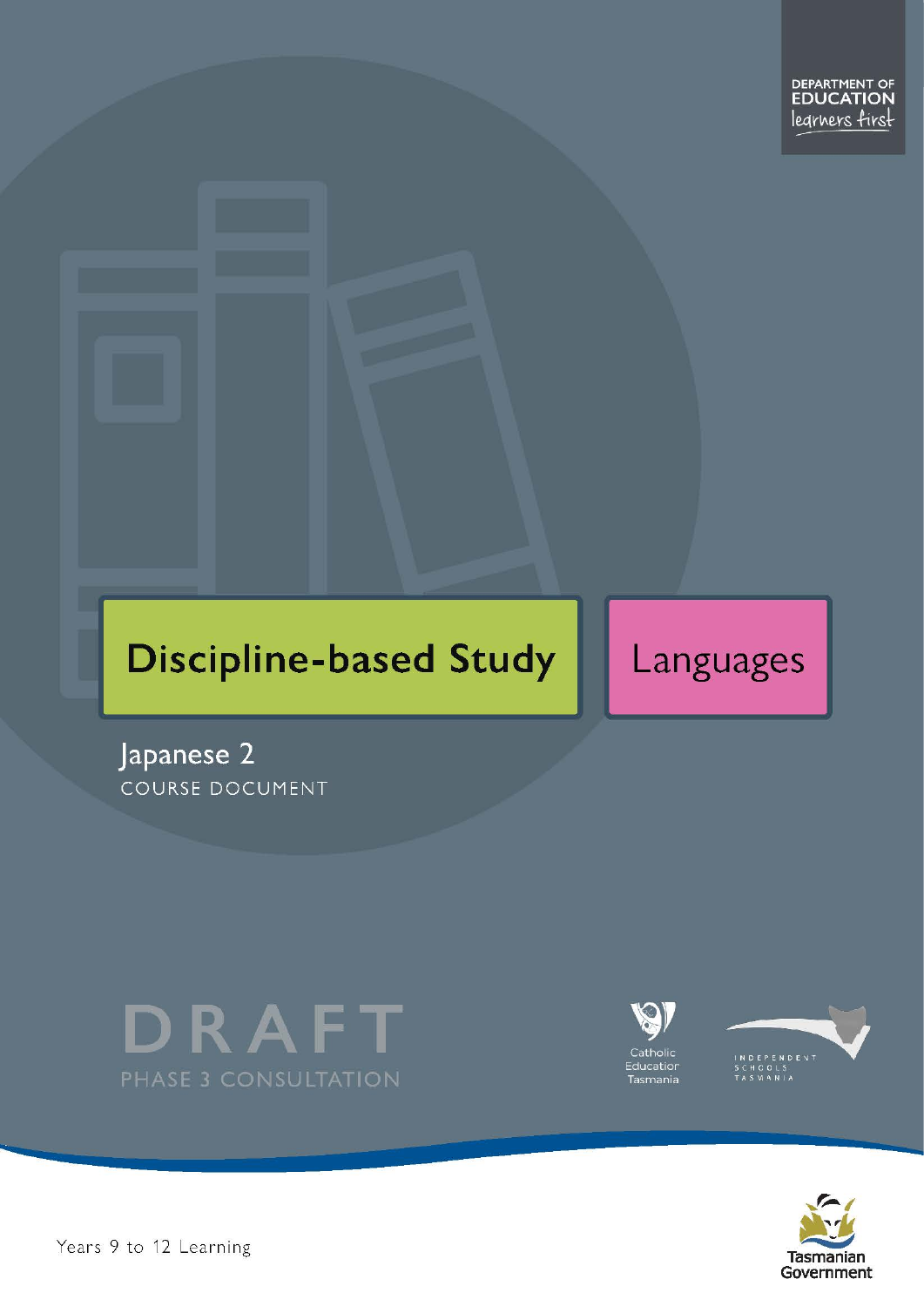DEPARTMENT OF EDUCATION
learners first

# Discipline-based Study

# Languages

## Japanese 2

COURSE DOCUMENT

DRAFT

PHASE 3 CONSULTATION

Catholic Education Tasmania

INDEPENDENT SCHOOLS TASMANIA

Years 9 to 12 Learning

Tasmanian Government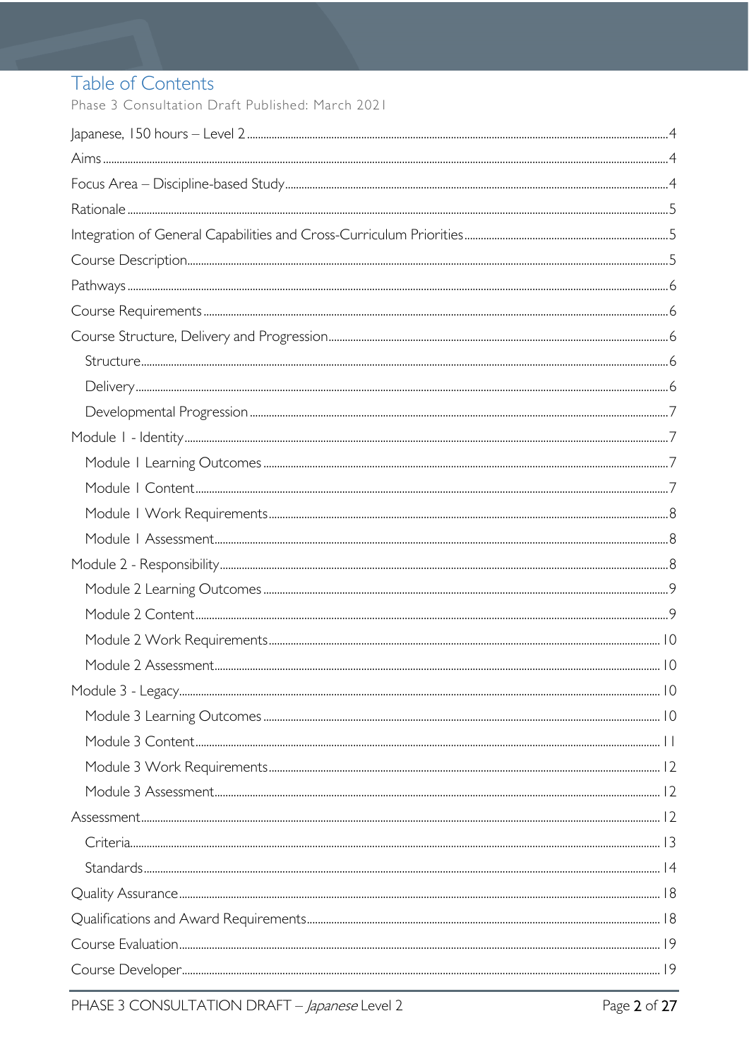# Table of Contents

Phase 3 Consultation Draft Published: March 2021

- Japanese, 150 hours – Level 2 ... 4
- Aims ... 4
- Focus Area – Discipline-based Study ... 4
- Rationale ... 5
- Integration of General Capabilities and Cross-Curriculum Priorities ... 5
- Course Description ... 5
- Pathways ... 6
- Course Requirements ... 6
- Course Structure, Delivery and Progression ... 6
  - Structure ... 6
  - Delivery ... 6
  - Developmental Progression ... 7
- Module 1 - Identity ... 7
  - Module 1 Learning Outcomes ... 7
  - Module 1 Content ... 7
  - Module 1 Work Requirements ... 8
  - Module 1 Assessment ... 8
- Module 2 - Responsibility ... 8
  - Module 2 Learning Outcomes ... 9
  - Module 2 Content ... 9
  - Module 2 Work Requirements ... 10
  - Module 2 Assessment ... 10
- Module 3 - Legacy ... 10
  - Module 3 Learning Outcomes ... 10
  - Module 3 Content ... 11
  - Module 3 Work Requirements ... 12
  - Module 3 Assessment ... 12
- Assessment ... 12
  - Criteria ... 13
  - Standards ... 14
- Quality Assurance ... 18
- Qualifications and Award Requirements ... 18
- Course Evaluation ... 19
- Course Developer ... 19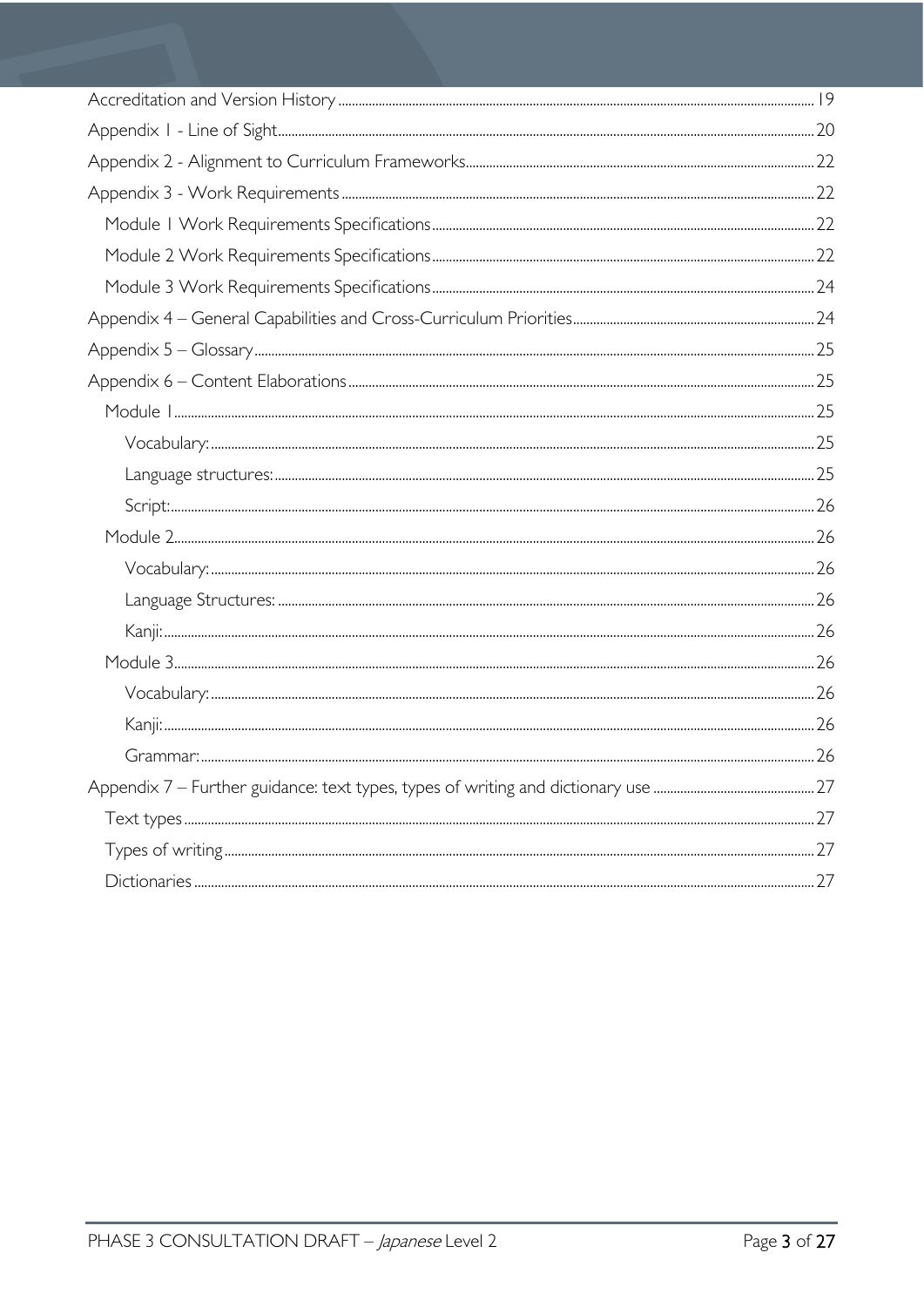Accreditation and Version History .......... 19
Appendix 1 - Line of Sight .......... 20
Appendix 2 - Alignment to Curriculum Frameworks .......... 22
Appendix 3 - Work Requirements .......... 22
- Module 1 Work Requirements Specifications .......... 22
- Module 2 Work Requirements Specifications .......... 22
- Module 3 Work Requirements Specifications .......... 24

Appendix 4 – General Capabilities and Cross-Curriculum Priorities .......... 24
Appendix 5 – Glossary .......... 25
Appendix 6 – Content Elaborations .......... 25
- Module 1 .......... 25
  - Vocabulary: .......... 25
  - Language structures: .......... 25
  - Script: .......... 26
- Module 2 .......... 26
  - Vocabulary: .......... 26
  - Language Structures: .......... 26
  - Kanji: .......... 26
- Module 3 .......... 26
  - Vocabulary: .......... 26
  - Kanji: .......... 26
  - Grammar: .......... 26

Appendix 7 – Further guidance: text types, types of writing and dictionary use .......... 27
- Text types .......... 27
- Types of writing .......... 27
- Dictionaries .......... 27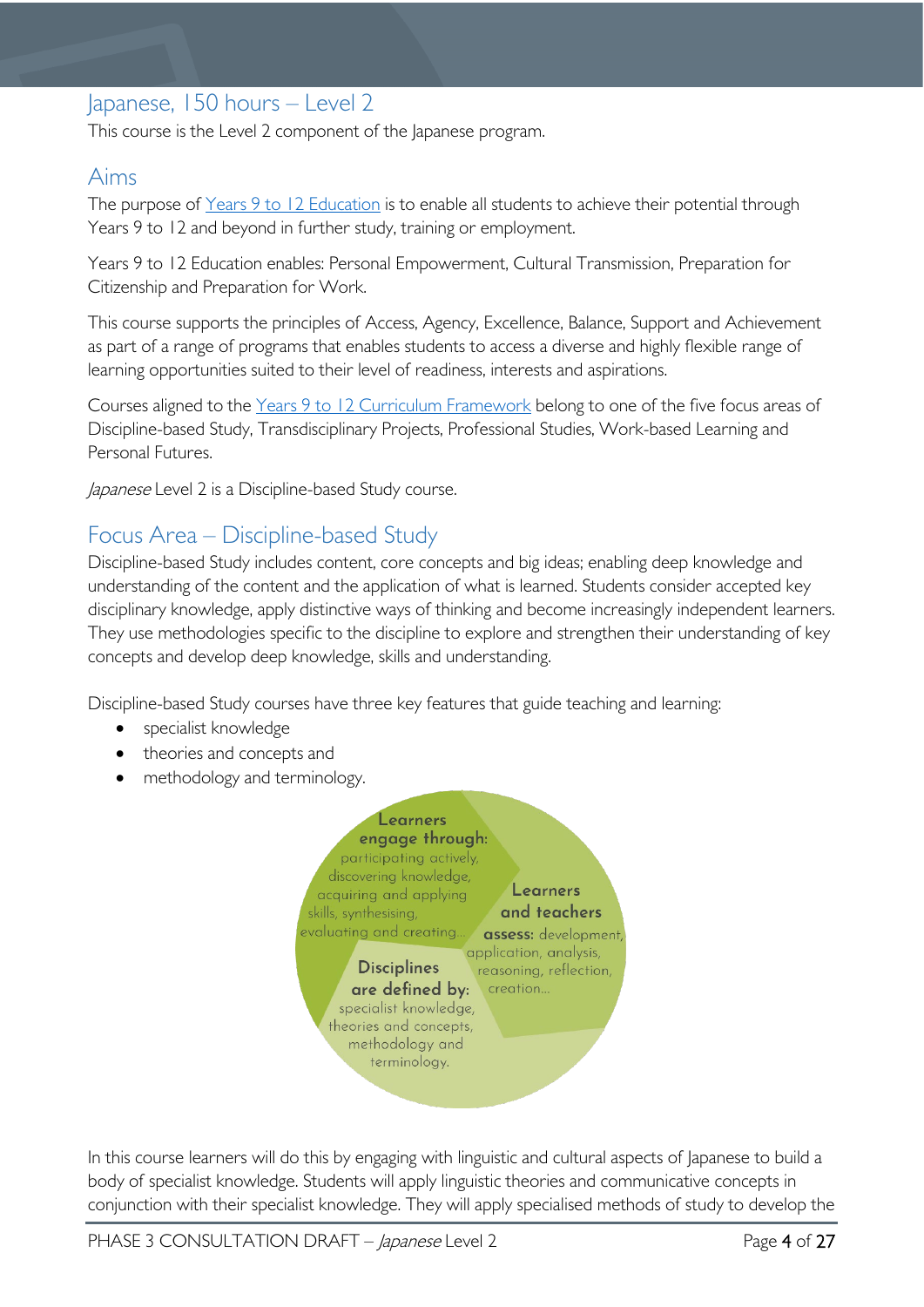## Japanese, 150 hours – Level 2

This course is the Level 2 component of the Japanese program.

## Aims

The purpose of [Years 9 to 12 Education] is to enable all students to achieve their potential through Years 9 to 12 and beyond in further study, training or employment.

Years 9 to 12 Education enables: Personal Empowerment, Cultural Transmission, Preparation for Citizenship and Preparation for Work.

This course supports the principles of Access, Agency, Excellence, Balance, Support and Achievement as part of a range of programs that enables students to access a diverse and highly flexible range of learning opportunities suited to their level of readiness, interests and aspirations.

Courses aligned to the [Years 9 to 12 Curriculum Framework] belong to one of the five focus areas of Discipline-based Study, Transdisciplinary Projects, Professional Studies, Work-based Learning and Personal Futures.

*Japanese* Level 2 is a Discipline-based Study course.

## Focus Area – Discipline-based Study

Discipline-based Study includes content, core concepts and big ideas; enabling deep knowledge and understanding of the content and the application of what is learned. Students consider accepted key disciplinary knowledge, apply distinctive ways of thinking and become increasingly independent learners. They use methodologies specific to the discipline to explore and strengthen their understanding of key concepts and develop deep knowledge, skills and understanding.

Discipline-based Study courses have three key features that guide teaching and learning:

- specialist knowledge
- theories and concepts and
- methodology and terminology.

**Learners engage through:** participating actively, discovering knowledge, acquiring and applying skills, synthesising, evaluating and creating…

**Learners and teachers assess:** development, application, analysis, reasoning, reflection, creation…

**Disciplines are defined by:** specialist knowledge, theories and concepts, methodology and terminology.

In this course learners will do this by engaging with linguistic and cultural aspects of Japanese to build a body of specialist knowledge. Students will apply linguistic theories and communicative concepts in conjunction with their specialist knowledge. They will apply specialised methods of study to develop the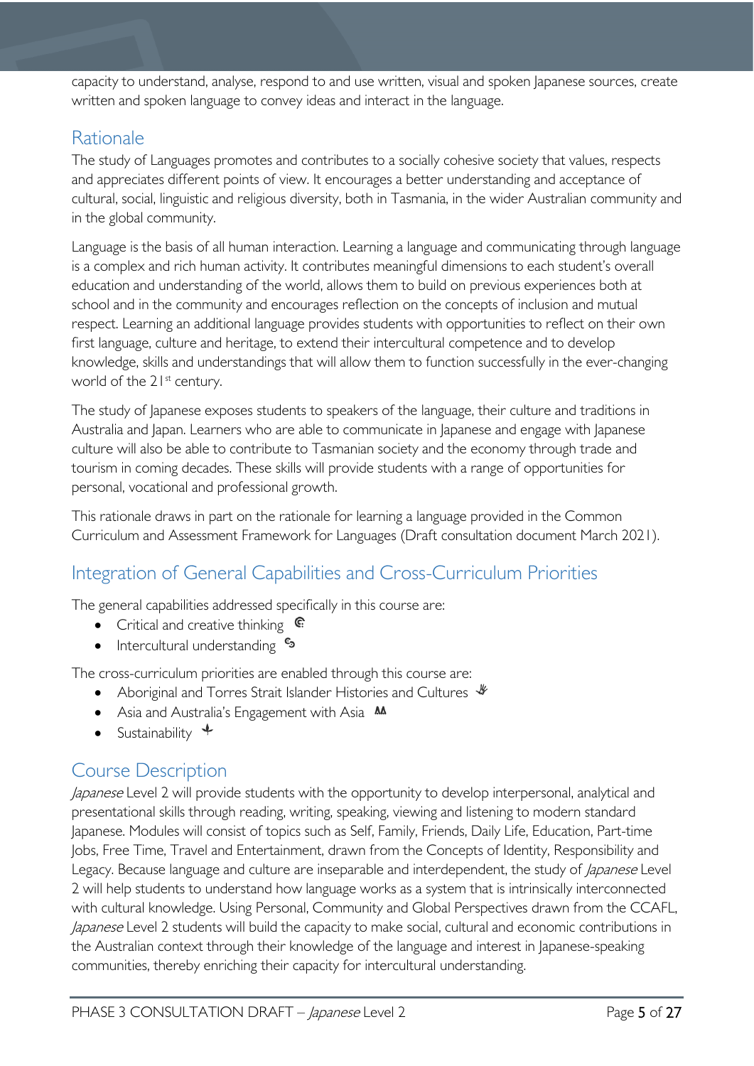capacity to understand, analyse, respond to and use written, visual and spoken Japanese sources, create written and spoken language to convey ideas and interact in the language.

## Rationale

The study of Languages promotes and contributes to a socially cohesive society that values, respects and appreciates different points of view. It encourages a better understanding and acceptance of cultural, social, linguistic and religious diversity, both in Tasmania, in the wider Australian community and in the global community.

Language is the basis of all human interaction. Learning a language and communicating through language is a complex and rich human activity. It contributes meaningful dimensions to each student's overall education and understanding of the world, allows them to build on previous experiences both at school and in the community and encourages reflection on the concepts of inclusion and mutual respect. Learning an additional language provides students with opportunities to reflect on their own first language, culture and heritage, to extend their intercultural competence and to develop knowledge, skills and understandings that will allow them to function successfully in the ever-changing world of the 21st century.

The study of Japanese exposes students to speakers of the language, their culture and traditions in Australia and Japan. Learners who are able to communicate in Japanese and engage with Japanese culture will also be able to contribute to Tasmanian society and the economy through trade and tourism in coming decades. These skills will provide students with a range of opportunities for personal, vocational and professional growth.

This rationale draws in part on the rationale for learning a language provided in the Common Curriculum and Assessment Framework for Languages (Draft consultation document March 2021).

## Integration of General Capabilities and Cross-Curriculum Priorities

The general capabilities addressed specifically in this course are:

- Critical and creative thinking
- Intercultural understanding

The cross-curriculum priorities are enabled through this course are:

- Aboriginal and Torres Strait Islander Histories and Cultures
- Asia and Australia's Engagement with Asia
- Sustainability

## Course Description

*Japanese* Level 2 will provide students with the opportunity to develop interpersonal, analytical and presentational skills through reading, writing, speaking, viewing and listening to modern standard Japanese. Modules will consist of topics such as Self, Family, Friends, Daily Life, Education, Part-time Jobs, Free Time, Travel and Entertainment, drawn from the Concepts of Identity, Responsibility and Legacy. Because language and culture are inseparable and interdependent, the study of *Japanese* Level 2 will help students to understand how language works as a system that is intrinsically interconnected with cultural knowledge. Using Personal, Community and Global Perspectives drawn from the CCAFL, *Japanese* Level 2 students will build the capacity to make social, cultural and economic contributions in the Australian context through their knowledge of the language and interest in Japanese-speaking communities, thereby enriching their capacity for intercultural understanding.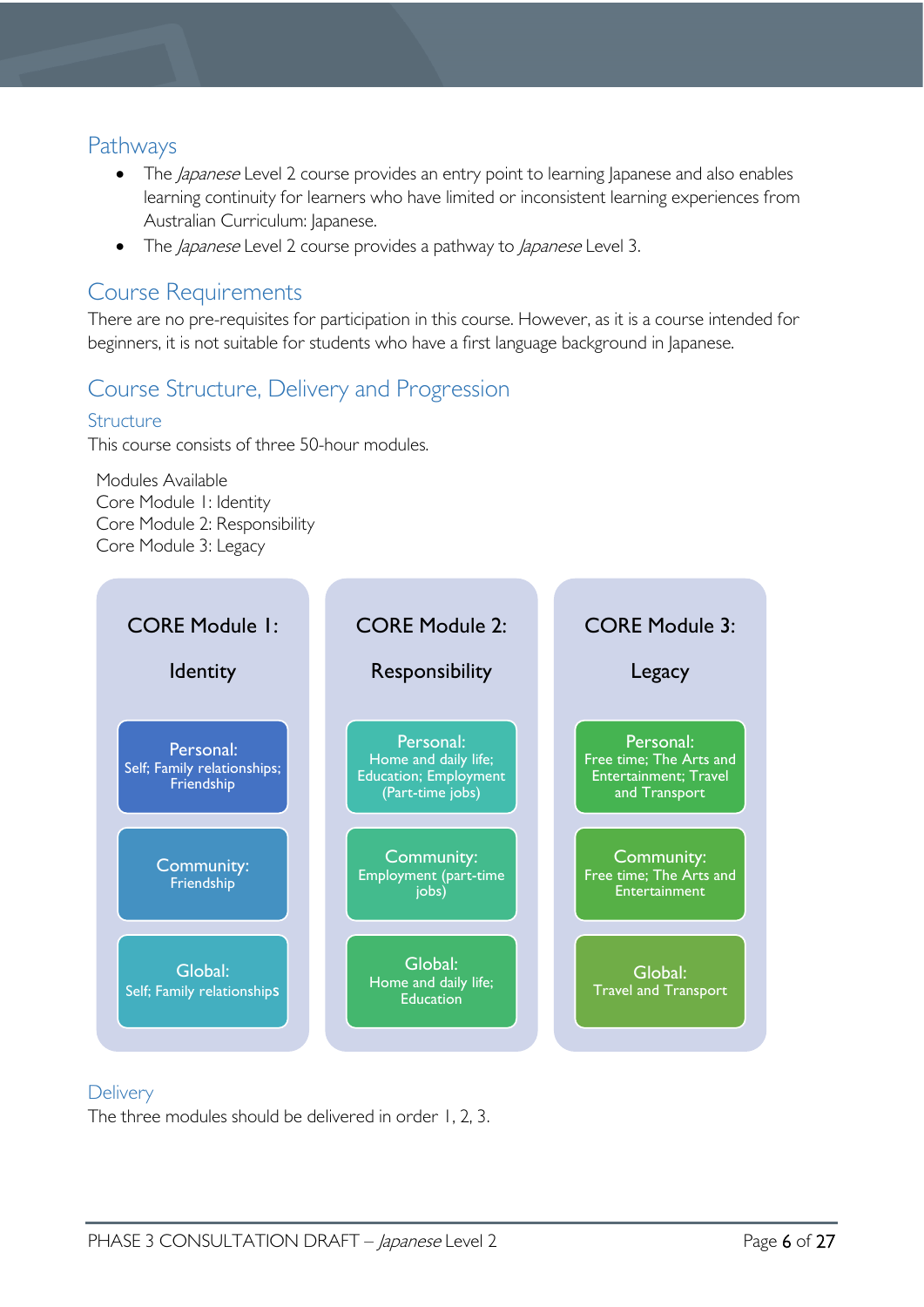## Pathways

- The *Japanese* Level 2 course provides an entry point to learning Japanese and also enables learning continuity for learners who have limited or inconsistent learning experiences from Australian Curriculum: Japanese.
- The *Japanese* Level 2 course provides a pathway to *Japanese* Level 3.

## Course Requirements

There are no pre-requisites for participation in this course. However, as it is a course intended for beginners, it is not suitable for students who have a first language background in Japanese.

## Course Structure, Delivery and Progression

### Structure

This course consists of three 50-hour modules.

Modules Available
Core Module 1: Identity
Core Module 2: Responsibility
Core Module 3: Legacy

| CORE Module 1: Identity | CORE Module 2: Responsibility | CORE Module 3: Legacy |
|---|---|---|
| Personal: Self; Family relationships; Friendship | Personal: Home and daily life; Education; Employment (Part-time jobs) | Personal: Free time; The Arts and Entertainment; Travel and Transport |
| Community: Friendship | Community: Employment (part-time jobs) | Community: Free time; The Arts and Entertainment |
| Global: Self; Family relationships | Global: Home and daily life; Education | Global: Travel and Transport |

### Delivery

The three modules should be delivered in order 1, 2, 3.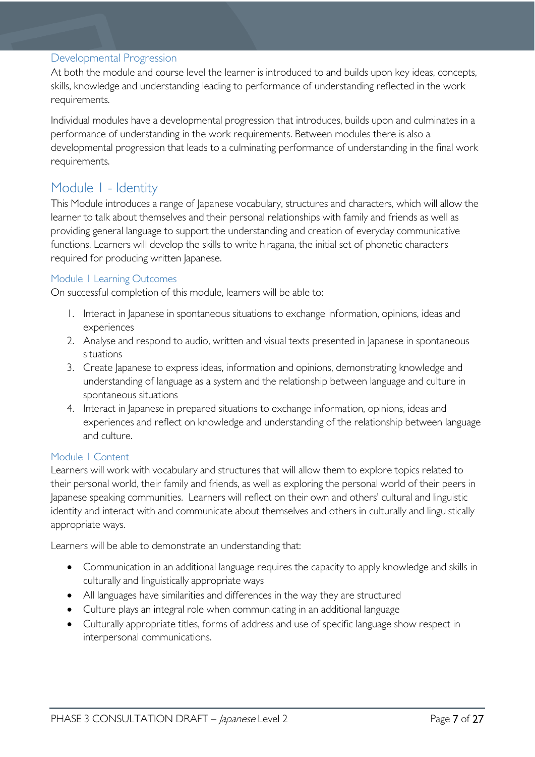### Developmental Progression

At both the module and course level the learner is introduced to and builds upon key ideas, concepts, skills, knowledge and understanding leading to performance of understanding reflected in the work requirements.

Individual modules have a developmental progression that introduces, builds upon and culminates in a performance of understanding in the work requirements. Between modules there is also a developmental progression that leads to a culminating performance of understanding in the final work requirements.

## Module 1 - Identity

This Module introduces a range of Japanese vocabulary, structures and characters, which will allow the learner to talk about themselves and their personal relationships with family and friends as well as providing general language to support the understanding and creation of everyday communicative functions. Learners will develop the skills to write hiragana, the initial set of phonetic characters required for producing written Japanese.

### Module 1 Learning Outcomes

On successful completion of this module, learners will be able to:

1. Interact in Japanese in spontaneous situations to exchange information, opinions, ideas and experiences
2. Analyse and respond to audio, written and visual texts presented in Japanese in spontaneous situations
3. Create Japanese to express ideas, information and opinions, demonstrating knowledge and understanding of language as a system and the relationship between language and culture in spontaneous situations
4. Interact in Japanese in prepared situations to exchange information, opinions, ideas and experiences and reflect on knowledge and understanding of the relationship between language and culture.

### Module 1 Content

Learners will work with vocabulary and structures that will allow them to explore topics related to their personal world, their family and friends, as well as exploring the personal world of their peers in Japanese speaking communities. Learners will reflect on their own and others' cultural and linguistic identity and interact with and communicate about themselves and others in culturally and linguistically appropriate ways.

Learners will be able to demonstrate an understanding that:

- Communication in an additional language requires the capacity to apply knowledge and skills in culturally and linguistically appropriate ways
- All languages have similarities and differences in the way they are structured
- Culture plays an integral role when communicating in an additional language
- Culturally appropriate titles, forms of address and use of specific language show respect in interpersonal communications.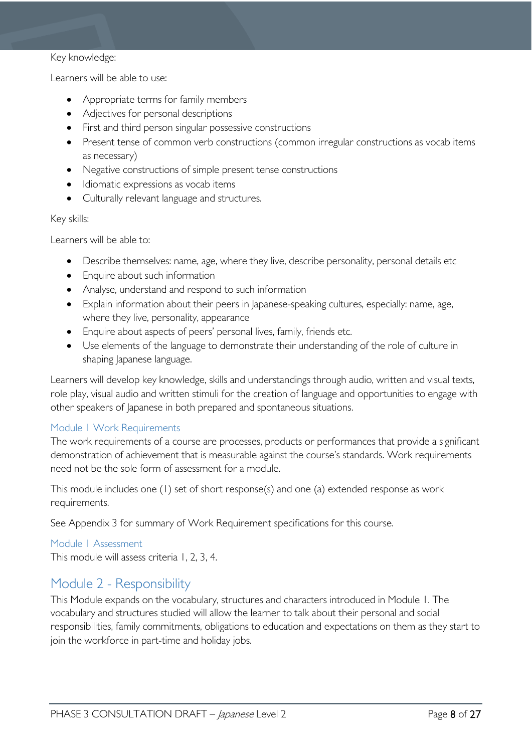Key knowledge:

Learners will be able to use:

- Appropriate terms for family members
- Adjectives for personal descriptions
- First and third person singular possessive constructions
- Present tense of common verb constructions (common irregular constructions as vocab items as necessary)
- Negative constructions of simple present tense constructions
- Idiomatic expressions as vocab items
- Culturally relevant language and structures.

Key skills:

Learners will be able to:

- Describe themselves: name, age, where they live, describe personality, personal details etc
- Enquire about such information
- Analyse, understand and respond to such information
- Explain information about their peers in Japanese-speaking cultures, especially: name, age, where they live, personality, appearance
- Enquire about aspects of peers' personal lives, family, friends etc.
- Use elements of the language to demonstrate their understanding of the role of culture in shaping Japanese language.

Learners will develop key knowledge, skills and understandings through audio, written and visual texts, role play, visual audio and written stimuli for the creation of language and opportunities to engage with other speakers of Japanese in both prepared and spontaneous situations.

### Module 1 Work Requirements

The work requirements of a course are processes, products or performances that provide a significant demonstration of achievement that is measurable against the course's standards. Work requirements need not be the sole form of assessment for a module.

This module includes one (1) set of short response(s) and one (a) extended response as work requirements.

See Appendix 3 for summary of Work Requirement specifications for this course.

### Module 1 Assessment

This module will assess criteria 1, 2, 3, 4.

## Module 2 - Responsibility

This Module expands on the vocabulary, structures and characters introduced in Module 1. The vocabulary and structures studied will allow the learner to talk about their personal and social responsibilities, family commitments, obligations to education and expectations on them as they start to join the workforce in part-time and holiday jobs.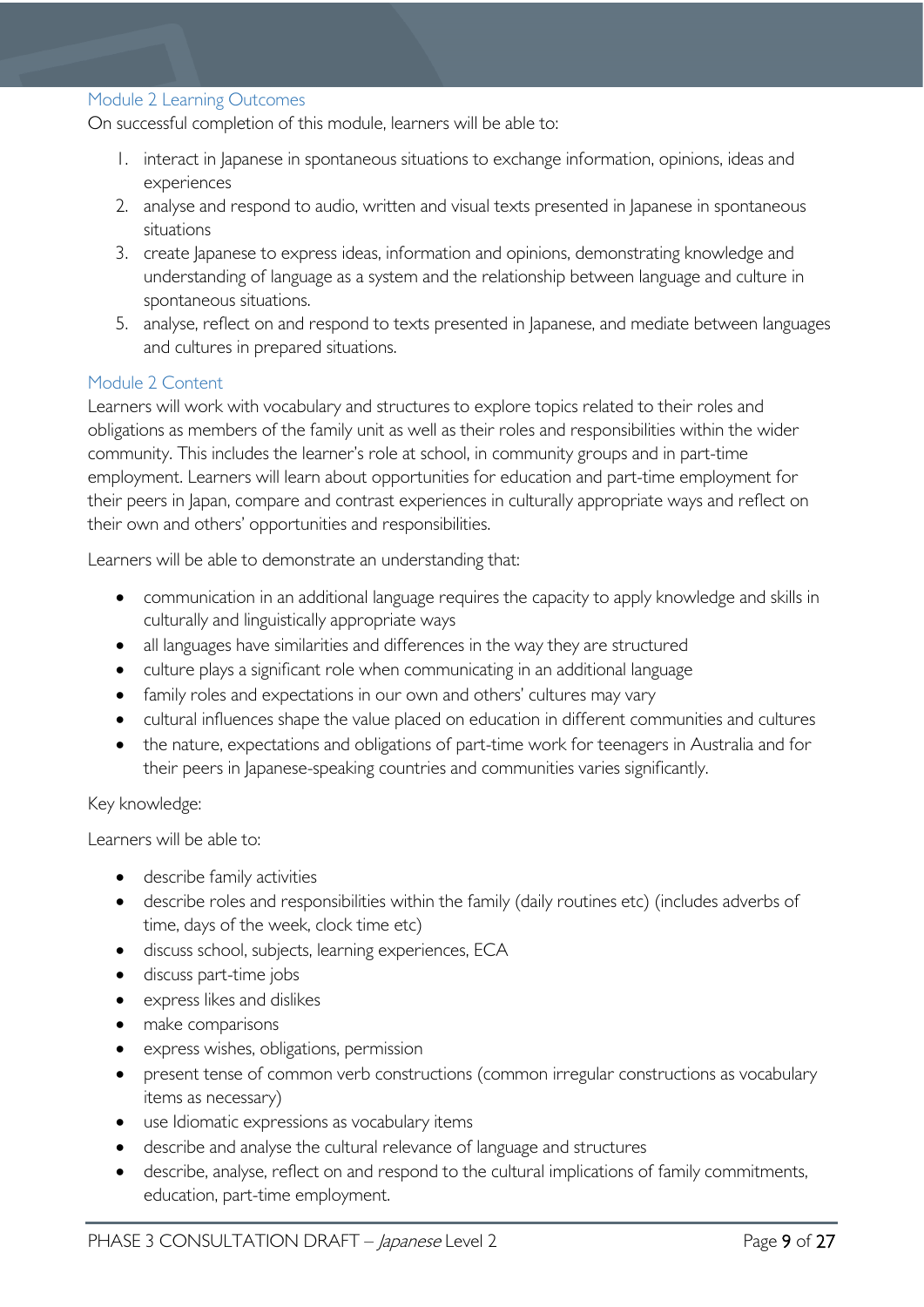### Module 2 Learning Outcomes

On successful completion of this module, learners will be able to:

1. interact in Japanese in spontaneous situations to exchange information, opinions, ideas and experiences
2. analyse and respond to audio, written and visual texts presented in Japanese in spontaneous situations
3. create Japanese to express ideas, information and opinions, demonstrating knowledge and understanding of language as a system and the relationship between language and culture in spontaneous situations.
5. analyse, reflect on and respond to texts presented in Japanese, and mediate between languages and cultures in prepared situations.

### Module 2 Content

Learners will work with vocabulary and structures to explore topics related to their roles and obligations as members of the family unit as well as their roles and responsibilities within the wider community. This includes the learner's role at school, in community groups and in part-time employment. Learners will learn about opportunities for education and part-time employment for their peers in Japan, compare and contrast experiences in culturally appropriate ways and reflect on their own and others' opportunities and responsibilities.

Learners will be able to demonstrate an understanding that:

- communication in an additional language requires the capacity to apply knowledge and skills in culturally and linguistically appropriate ways
- all languages have similarities and differences in the way they are structured
- culture plays a significant role when communicating in an additional language
- family roles and expectations in our own and others' cultures may vary
- cultural influences shape the value placed on education in different communities and cultures
- the nature, expectations and obligations of part-time work for teenagers in Australia and for their peers in Japanese-speaking countries and communities varies significantly.

Key knowledge:

Learners will be able to:

- describe family activities
- describe roles and responsibilities within the family (daily routines etc) (includes adverbs of time, days of the week, clock time etc)
- discuss school, subjects, learning experiences, ECA
- discuss part-time jobs
- express likes and dislikes
- make comparisons
- express wishes, obligations, permission
- present tense of common verb constructions (common irregular constructions as vocabulary items as necessary)
- use Idiomatic expressions as vocabulary items
- describe and analyse the cultural relevance of language and structures
- describe, analyse, reflect on and respond to the cultural implications of family commitments, education, part-time employment.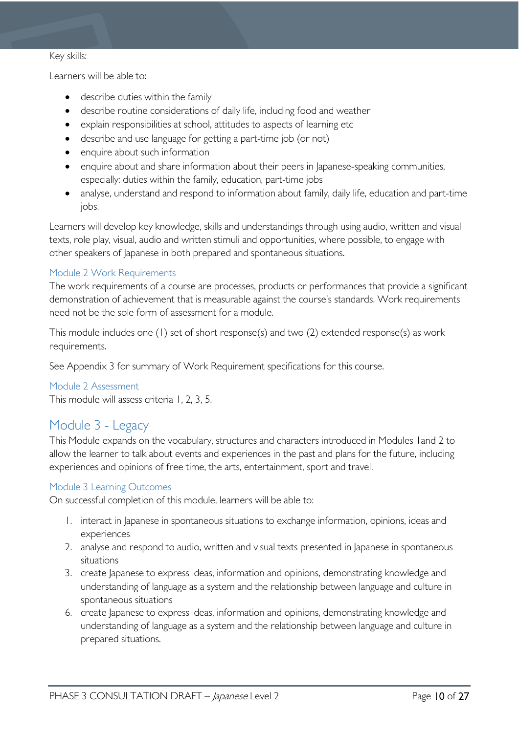Key skills:

Learners will be able to:

- describe duties within the family
- describe routine considerations of daily life, including food and weather
- explain responsibilities at school, attitudes to aspects of learning etc
- describe and use language for getting a part-time job (or not)
- enquire about such information
- enquire about and share information about their peers in Japanese-speaking communities, especially: duties within the family, education, part-time jobs
- analyse, understand and respond to information about family, daily life, education and part-time jobs.

Learners will develop key knowledge, skills and understandings through using audio, written and visual texts, role play, visual, audio and written stimuli and opportunities, where possible, to engage with other speakers of Japanese in both prepared and spontaneous situations.

### Module 2 Work Requirements

The work requirements of a course are processes, products or performances that provide a significant demonstration of achievement that is measurable against the course's standards. Work requirements need not be the sole form of assessment for a module.

This module includes one (1) set of short response(s) and two (2) extended response(s) as work requirements.

See Appendix 3 for summary of Work Requirement specifications for this course.

### Module 2 Assessment

This module will assess criteria 1, 2, 3, 5.

## Module 3 - Legacy

This Module expands on the vocabulary, structures and characters introduced in Modules 1and 2 to allow the learner to talk about events and experiences in the past and plans for the future, including experiences and opinions of free time, the arts, entertainment, sport and travel.

### Module 3 Learning Outcomes

On successful completion of this module, learners will be able to:

1. interact in Japanese in spontaneous situations to exchange information, opinions, ideas and experiences
2. analyse and respond to audio, written and visual texts presented in Japanese in spontaneous situations
3. create Japanese to express ideas, information and opinions, demonstrating knowledge and understanding of language as a system and the relationship between language and culture in spontaneous situations
6. create Japanese to express ideas, information and opinions, demonstrating knowledge and understanding of language as a system and the relationship between language and culture in prepared situations.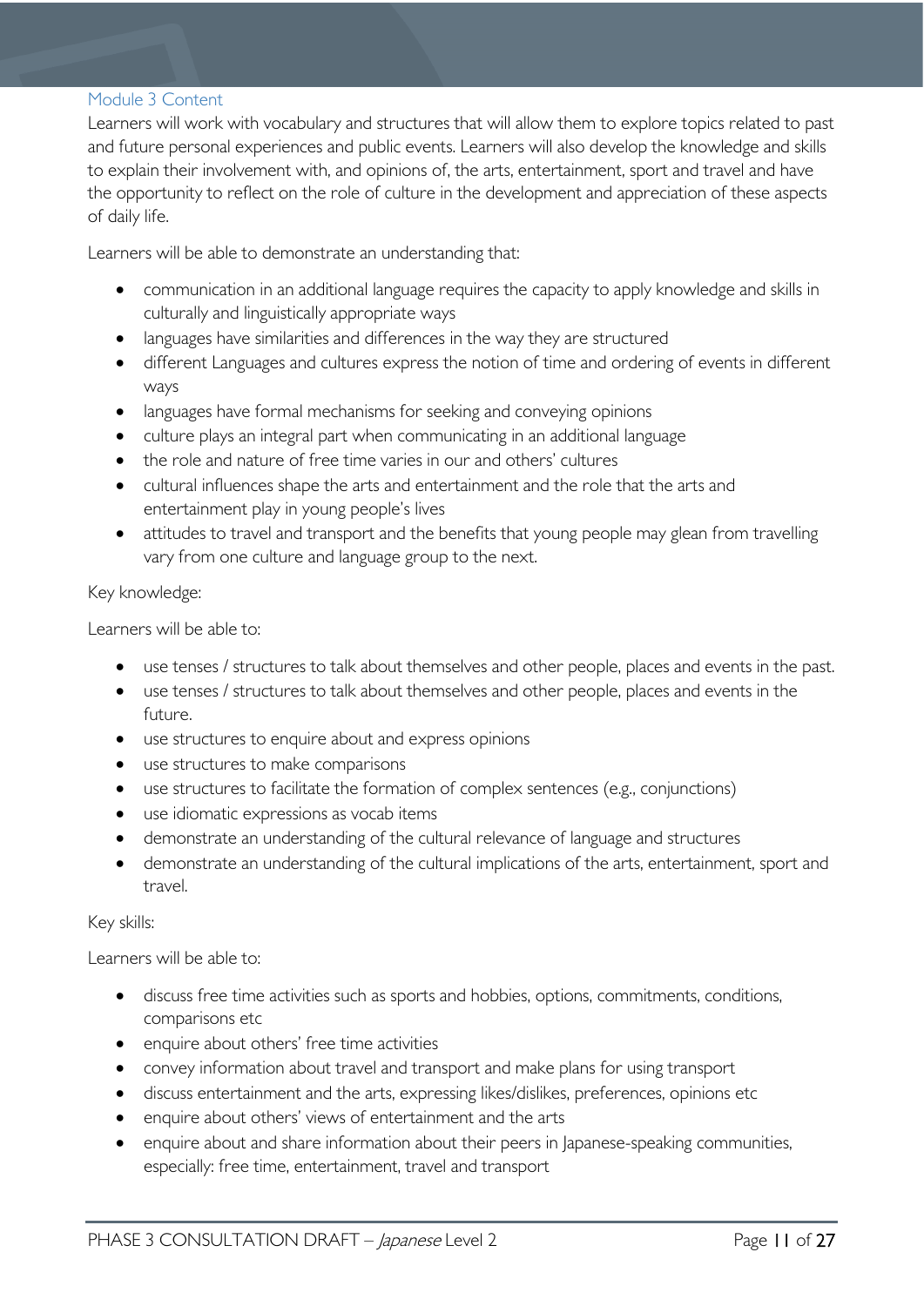## Module 3 Content

Learners will work with vocabulary and structures that will allow them to explore topics related to past and future personal experiences and public events. Learners will also develop the knowledge and skills to explain their involvement with, and opinions of, the arts, entertainment, sport and travel and have the opportunity to reflect on the role of culture in the development and appreciation of these aspects of daily life.

Learners will be able to demonstrate an understanding that:

- communication in an additional language requires the capacity to apply knowledge and skills in culturally and linguistically appropriate ways
- languages have similarities and differences in the way they are structured
- different Languages and cultures express the notion of time and ordering of events in different ways
- languages have formal mechanisms for seeking and conveying opinions
- culture plays an integral part when communicating in an additional language
- the role and nature of free time varies in our and others' cultures
- cultural influences shape the arts and entertainment and the role that the arts and entertainment play in young people's lives
- attitudes to travel and transport and the benefits that young people may glean from travelling vary from one culture and language group to the next.

Key knowledge:

Learners will be able to:

- use tenses / structures to talk about themselves and other people, places and events in the past.
- use tenses / structures to talk about themselves and other people, places and events in the future.
- use structures to enquire about and express opinions
- use structures to make comparisons
- use structures to facilitate the formation of complex sentences (e.g., conjunctions)
- use idiomatic expressions as vocab items
- demonstrate an understanding of the cultural relevance of language and structures
- demonstrate an understanding of the cultural implications of the arts, entertainment, sport and travel.

Key skills:

Learners will be able to:

- discuss free time activities such as sports and hobbies, options, commitments, conditions, comparisons etc
- enquire about others' free time activities
- convey information about travel and transport and make plans for using transport
- discuss entertainment and the arts, expressing likes/dislikes, preferences, opinions etc
- enquire about others' views of entertainment and the arts
- enquire about and share information about their peers in Japanese-speaking communities, especially: free time, entertainment, travel and transport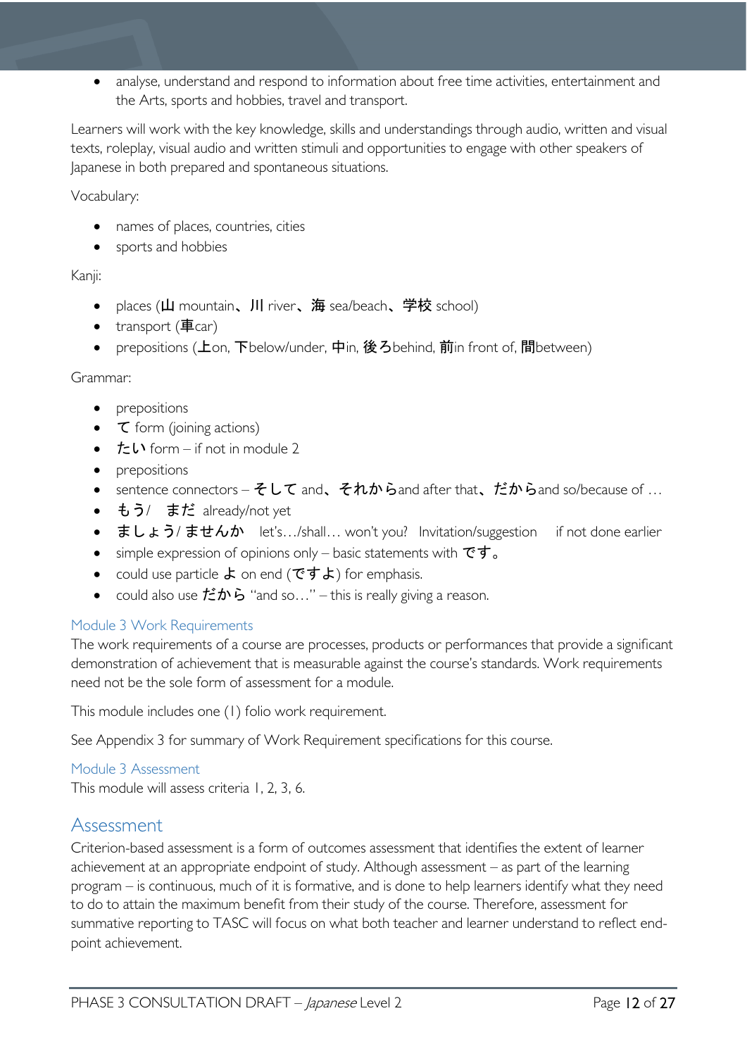- analyse, understand and respond to information about free time activities, entertainment and the Arts, sports and hobbies, travel and transport.

Learners will work with the key knowledge, skills and understandings through audio, written and visual texts, roleplay, visual audio and written stimuli and opportunities to engage with other speakers of Japanese in both prepared and spontaneous situations.

Vocabulary:

- names of places, countries, cities
- sports and hobbies

Kanji:

- places (山 mountain、川 river、海 sea/beach、学校 school)
- transport (車car)
- prepositions (上on, 下below/under, 中in, 後ろbehind, 前in front of, 間between)

Grammar:

- prepositions
- て form (joining actions)
- たい form – if not in module 2
- prepositions
- sentence connectors – そして and、それからand after that、だからand so/because of …
- もう/ まだ already/not yet
- ましょう/ ませんか let's…/shall… won't you? Invitation/suggestion if not done earlier
- simple expression of opinions only – basic statements with です。
- could use particle よ on end (ですよ) for emphasis.
- could also use だから "and so…" – this is really giving a reason.

### Module 3 Work Requirements

The work requirements of a course are processes, products or performances that provide a significant demonstration of achievement that is measurable against the course's standards. Work requirements need not be the sole form of assessment for a module.

This module includes one (1) folio work requirement.

See Appendix 3 for summary of Work Requirement specifications for this course.

### Module 3 Assessment

This module will assess criteria 1, 2, 3, 6.

## Assessment

Criterion-based assessment is a form of outcomes assessment that identifies the extent of learner achievement at an appropriate endpoint of study. Although assessment – as part of the learning program – is continuous, much of it is formative, and is done to help learners identify what they need to do to attain the maximum benefit from their study of the course. Therefore, assessment for summative reporting to TASC will focus on what both teacher and learner understand to reflect end-point achievement.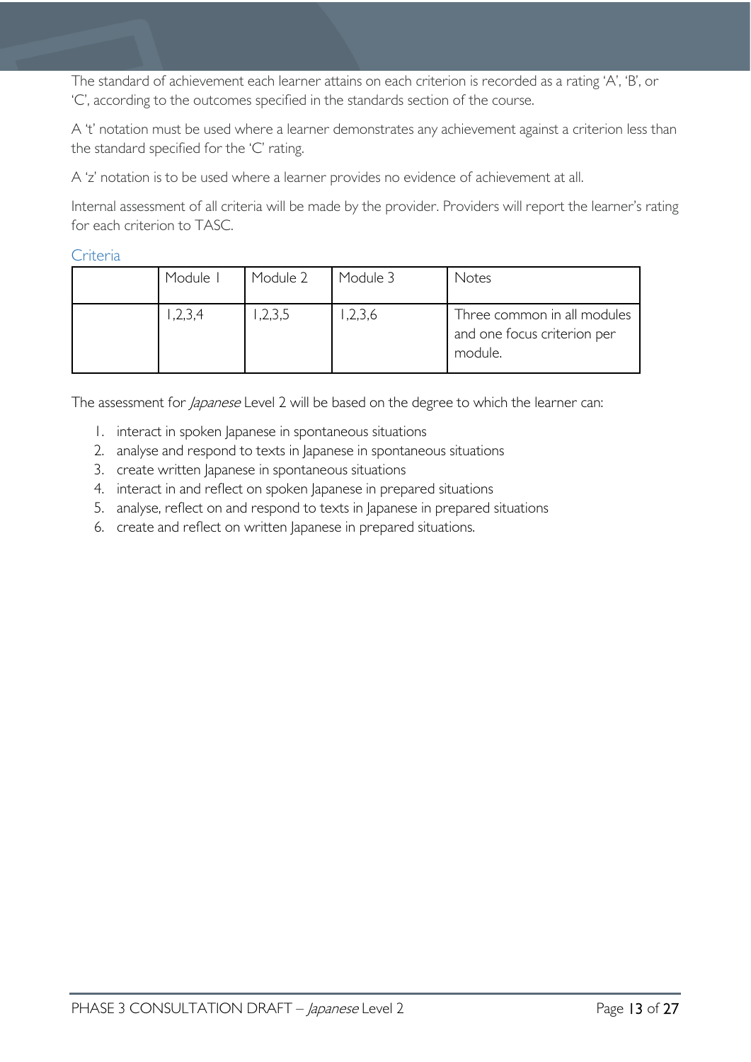The standard of achievement each learner attains on each criterion is recorded as a rating 'A', 'B', or 'C', according to the outcomes specified in the standards section of the course.

A 't' notation must be used where a learner demonstrates any achievement against a criterion less than the standard specified for the 'C' rating.

A 'z' notation is to be used where a learner provides no evidence of achievement at all.

Internal assessment of all criteria will be made by the provider. Providers will report the learner's rating for each criterion to TASC.

### Criteria

| | Module 1 | Module 2 | Module 3 | Notes |
|---|---|---|---|---|
| | 1,2,3,4 | 1,2,3,5 | 1,2,3,6 | Three common in all modules and one focus criterion per module. |

The assessment for *Japanese* Level 2 will be based on the degree to which the learner can:

1. interact in spoken Japanese in spontaneous situations
2. analyse and respond to texts in Japanese in spontaneous situations
3. create written Japanese in spontaneous situations
4. interact in and reflect on spoken Japanese in prepared situations
5. analyse, reflect on and respond to texts in Japanese in prepared situations
6. create and reflect on written Japanese in prepared situations.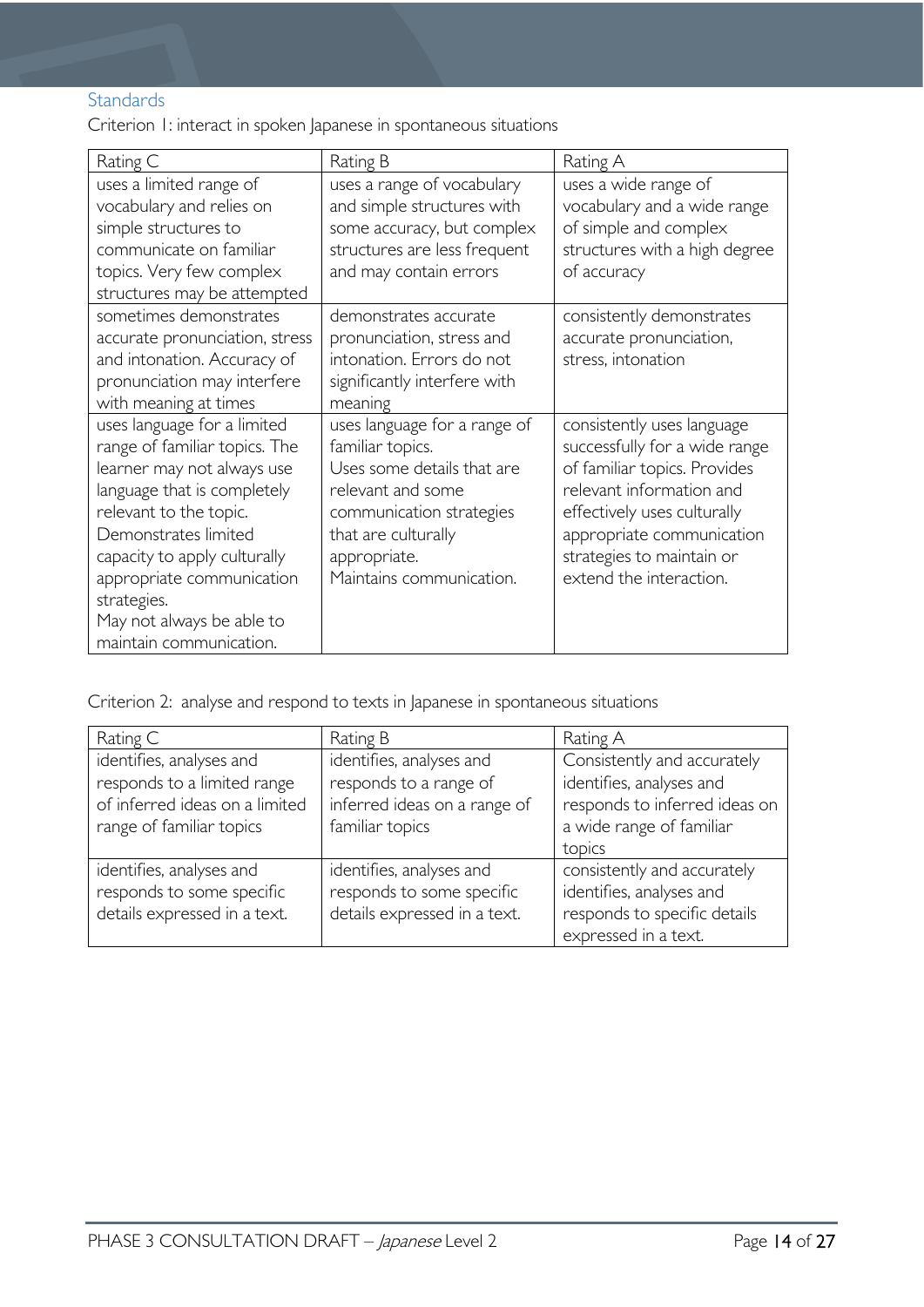## Standards

Criterion 1: interact in spoken Japanese in spontaneous situations

| Rating C | Rating B | Rating A |
| --- | --- | --- |
| uses a limited range of vocabulary and relies on simple structures to communicate on familiar topics. Very few complex structures may be attempted | uses a range of vocabulary and simple structures with some accuracy, but complex structures are less frequent and may contain errors | uses a wide range of vocabulary and a wide range of simple and complex structures with a high degree of accuracy |
| sometimes demonstrates accurate pronunciation, stress and intonation. Accuracy of pronunciation may interfere with meaning at times | demonstrates accurate pronunciation, stress and intonation. Errors do not significantly interfere with meaning | consistently demonstrates accurate pronunciation, stress, intonation |
| uses language for a limited range of familiar topics. The learner may not always use language that is completely relevant to the topic. Demonstrates limited capacity to apply culturally appropriate communication strategies. May not always be able to maintain communication. | uses language for a range of familiar topics. Uses some details that are relevant and some communication strategies that are culturally appropriate. Maintains communication. | consistently uses language successfully for a wide range of familiar topics. Provides relevant information and effectively uses culturally appropriate communication strategies to maintain or extend the interaction. |

Criterion 2: analyse and respond to texts in Japanese in spontaneous situations

| Rating C | Rating B | Rating A |
| --- | --- | --- |
| identifies, analyses and responds to a limited range of inferred ideas on a limited range of familiar topics | identifies, analyses and responds to a range of inferred ideas on a range of familiar topics | Consistently and accurately identifies, analyses and responds to inferred ideas on a wide range of familiar topics |
| identifies, analyses and responds to some specific details expressed in a text. | identifies, analyses and responds to some specific details expressed in a text. | consistently and accurately identifies, analyses and responds to specific details expressed in a text. |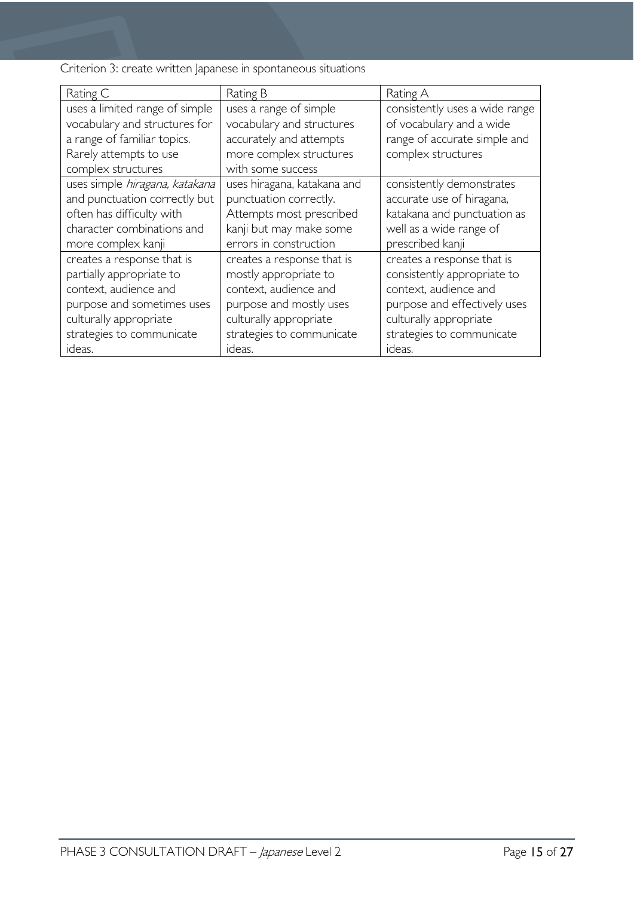Criterion 3: create written Japanese in spontaneous situations

| Rating C | Rating B | Rating A |
| --- | --- | --- |
| uses a limited range of simple vocabulary and structures for a range of familiar topics. Rarely attempts to use complex structures | uses a range of simple vocabulary and structures accurately and attempts more complex structures with some success | consistently uses a wide range of vocabulary and a wide range of accurate simple and complex structures |
| uses simple *hiragana, katakana* and punctuation correctly but often has difficulty with character combinations and more complex kanji | uses hiragana, katakana and punctuation correctly. Attempts most prescribed kanji but may make some errors in construction | consistently demonstrates accurate use of hiragana, katakana and punctuation as well as a wide range of prescribed kanji |
| creates a response that is partially appropriate to context, audience and purpose and sometimes uses culturally appropriate strategies to communicate ideas. | creates a response that is mostly appropriate to context, audience and purpose and mostly uses culturally appropriate strategies to communicate ideas. | creates a response that is consistently appropriate to context, audience and purpose and effectively uses culturally appropriate strategies to communicate ideas. |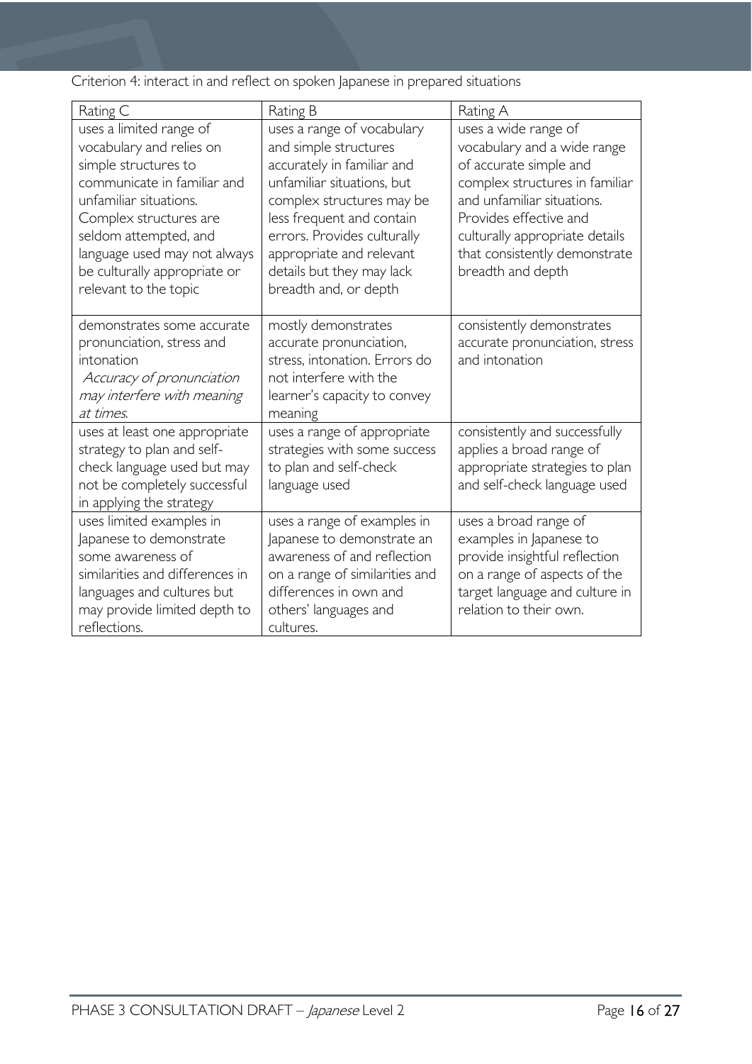Criterion 4: interact in and reflect on spoken Japanese in prepared situations

| Rating C | Rating B | Rating A |
| --- | --- | --- |
| uses a limited range of vocabulary and relies on simple structures to communicate in familiar and unfamiliar situations. Complex structures are seldom attempted, and language used may not always be culturally appropriate or relevant to the topic | uses a range of vocabulary and simple structures accurately in familiar and unfamiliar situations, but complex structures may be less frequent and contain errors. Provides culturally appropriate and relevant details but they may lack breadth and, or depth | uses a wide range of vocabulary and a wide range of accurate simple and complex structures in familiar and unfamiliar situations. Provides effective and culturally appropriate details that consistently demonstrate breadth and depth |
| demonstrates some accurate pronunciation, stress and intonation *Accuracy of pronunciation may interfere with meaning at times.* | mostly demonstrates accurate pronunciation, stress, intonation. Errors do not interfere with the learner's capacity to convey meaning | consistently demonstrates accurate pronunciation, stress and intonation |
| uses at least one appropriate strategy to plan and self-check language used but may not be completely successful in applying the strategy | uses a range of appropriate strategies with some success to plan and self-check language used | consistently and successfully applies a broad range of appropriate strategies to plan and self-check language used |
| uses limited examples in Japanese to demonstrate some awareness of similarities and differences in languages and cultures but may provide limited depth to reflections. | uses a range of examples in Japanese to demonstrate an awareness of and reflection on a range of similarities and differences in own and others' languages and cultures. | uses a broad range of examples in Japanese to provide insightful reflection on a range of aspects of the target language and culture in relation to their own. |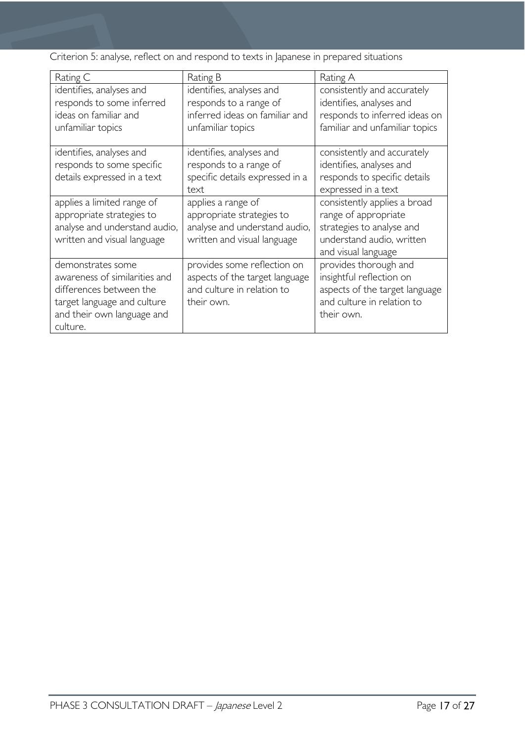Criterion 5: analyse, reflect on and respond to texts in Japanese in prepared situations

| Rating C | Rating B | Rating A |
| --- | --- | --- |
| identifies, analyses and responds to some inferred ideas on familiar and unfamiliar topics | identifies, analyses and responds to a range of inferred ideas on familiar and unfamiliar topics | consistently and accurately identifies, analyses and responds to inferred ideas on familiar and unfamiliar topics |
| identifies, analyses and responds to some specific details expressed in a text | identifies, analyses and responds to a range of specific details expressed in a text | consistently and accurately identifies, analyses and responds to specific details expressed in a text |
| applies a limited range of appropriate strategies to analyse and understand audio, written and visual language | applies a range of appropriate strategies to analyse and understand audio, written and visual language | consistently applies a broad range of appropriate strategies to analyse and understand audio, written and visual language |
| demonstrates some awareness of similarities and differences between the target language and culture and their own language and culture. | provides some reflection on aspects of the target language and culture in relation to their own. | provides thorough and insightful reflection on aspects of the target language and culture in relation to their own. |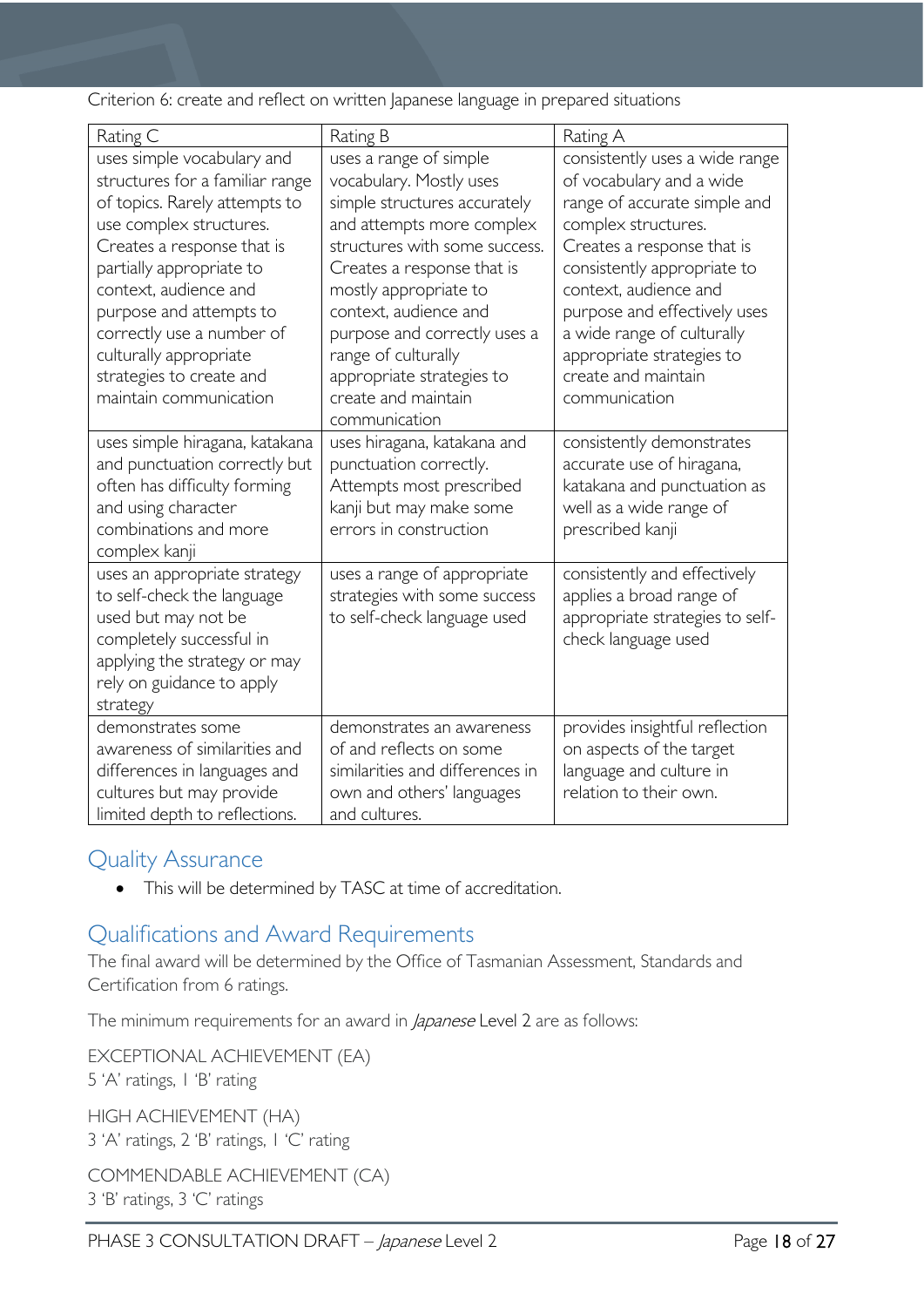Criterion 6: create and reflect on written Japanese language in prepared situations

| Rating C | Rating B | Rating A |
| --- | --- | --- |
| uses simple vocabulary and structures for a familiar range of topics. Rarely attempts to use complex structures. Creates a response that is partially appropriate to context, audience and purpose and attempts to correctly use a number of culturally appropriate strategies to create and maintain communication | uses a range of simple vocabulary. Mostly uses simple structures accurately and attempts more complex structures with some success. Creates a response that is mostly appropriate to context, audience and purpose and correctly uses a range of culturally appropriate strategies to create and maintain communication | consistently uses a wide range of vocabulary and a wide range of accurate simple and complex structures. Creates a response that is consistently appropriate to context, audience and purpose and effectively uses a wide range of culturally appropriate strategies to create and maintain communication |
| uses simple hiragana, katakana and punctuation correctly but often has difficulty forming and using character combinations and more complex kanji | uses hiragana, katakana and punctuation correctly. Attempts most prescribed kanji but may make some errors in construction | consistently demonstrates accurate use of hiragana, katakana and punctuation as well as a wide range of prescribed kanji |
| uses an appropriate strategy to self-check the language used but may not be completely successful in applying the strategy or may rely on guidance to apply strategy | uses a range of appropriate strategies with some success to self-check language used | consistently and effectively applies a broad range of appropriate strategies to self-check language used |
| demonstrates some awareness of similarities and differences in languages and cultures but may provide limited depth to reflections. | demonstrates an awareness of and reflects on some similarities and differences in own and others' languages and cultures. | provides insightful reflection on aspects of the target language and culture in relation to their own. |

## Quality Assurance

- This will be determined by TASC at time of accreditation.

## Qualifications and Award Requirements

The final award will be determined by the Office of Tasmanian Assessment, Standards and Certification from 6 ratings.

The minimum requirements for an award in *Japanese* Level 2 are as follows:

EXCEPTIONAL ACHIEVEMENT (EA)
5 'A' ratings, 1 'B' rating

HIGH ACHIEVEMENT (HA)
3 'A' ratings, 2 'B' ratings, 1 'C' rating

COMMENDABLE ACHIEVEMENT (CA)
3 'B' ratings, 3 'C' ratings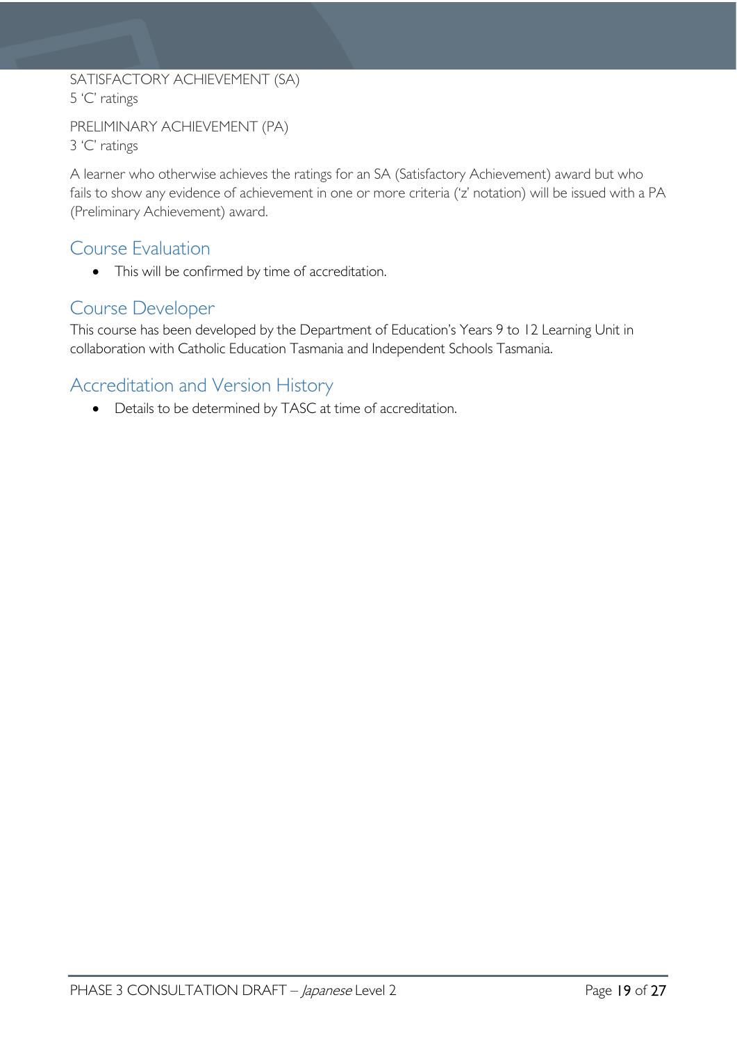SATISFACTORY ACHIEVEMENT (SA)
5 'C' ratings

PRELIMINARY ACHIEVEMENT (PA)
3 'C' ratings

A learner who otherwise achieves the ratings for an SA (Satisfactory Achievement) award but who fails to show any evidence of achievement in one or more criteria ('z' notation) will be issued with a PA (Preliminary Achievement) award.

## Course Evaluation

- This will be confirmed by time of accreditation.

## Course Developer

This course has been developed by the Department of Education's Years 9 to 12 Learning Unit in collaboration with Catholic Education Tasmania and Independent Schools Tasmania.

## Accreditation and Version History

- Details to be determined by TASC at time of accreditation.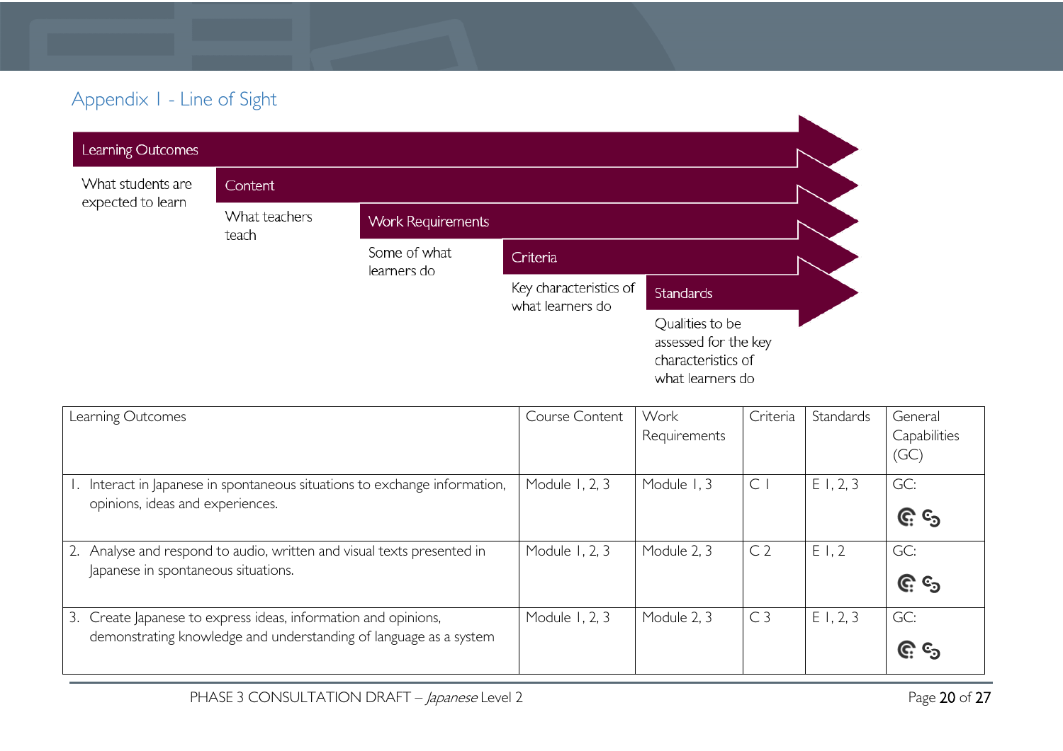## Appendix 1 - Line of Sight

**Learning Outcomes**
What students are expected to learn

**Content**
What teachers teach

**Work Requirements**
Some of what learners do

**Criteria**
Key characteristics of what learners do

**Standards**
Qualities to be assessed for the key characteristics of what learners do

| Learning Outcomes | Course Content | Work Requirements | Criteria | Standards | General Capabilities (GC) |
|---|---|---|---|---|---|
| 1. Interact in Japanese in spontaneous situations to exchange information, opinions, ideas and experiences. | Module 1, 2, 3 | Module 1, 3 | C 1 | E 1, 2, 3 | GC: |
| 2. Analyse and respond to audio, written and visual texts presented in Japanese in spontaneous situations. | Module 1, 2, 3 | Module 2, 3 | C 2 | E 1, 2 | GC: |
| 3. Create Japanese to express ideas, information and opinions, demonstrating knowledge and understanding of language as a system | Module 1, 2, 3 | Module 2, 3 | C 3 | E 1, 2, 3 | GC: |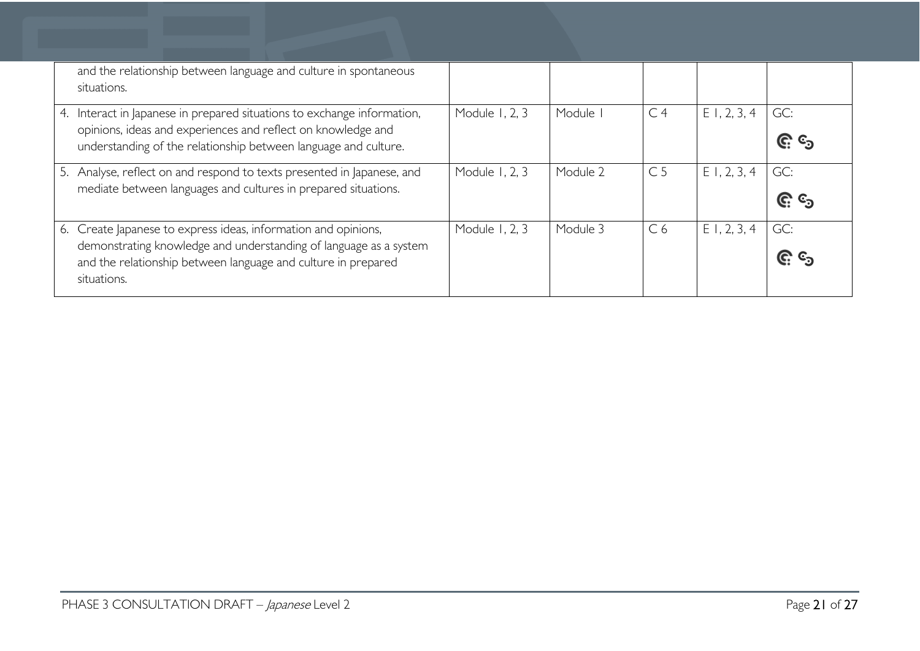| | | | | | |
|---|---|---|---|---|---|
| and the relationship between language and culture in spontaneous situations. | | | | | |
| 4. Interact in Japanese in prepared situations to exchange information, opinions, ideas and experiences and reflect on knowledge and understanding of the relationship between language and culture. | Module 1, 2, 3 | Module 1 | C 4 | E 1, 2, 3, 4 | GC: |
| 5. Analyse, reflect on and respond to texts presented in Japanese, and mediate between languages and cultures in prepared situations. | Module 1, 2, 3 | Module 2 | C 5 | E 1, 2, 3, 4 | GC: |
| 6. Create Japanese to express ideas, information and opinions, demonstrating knowledge and understanding of language as a system and the relationship between language and culture in prepared situations. | Module 1, 2, 3 | Module 3 | C 6 | E 1, 2, 3, 4 | GC: |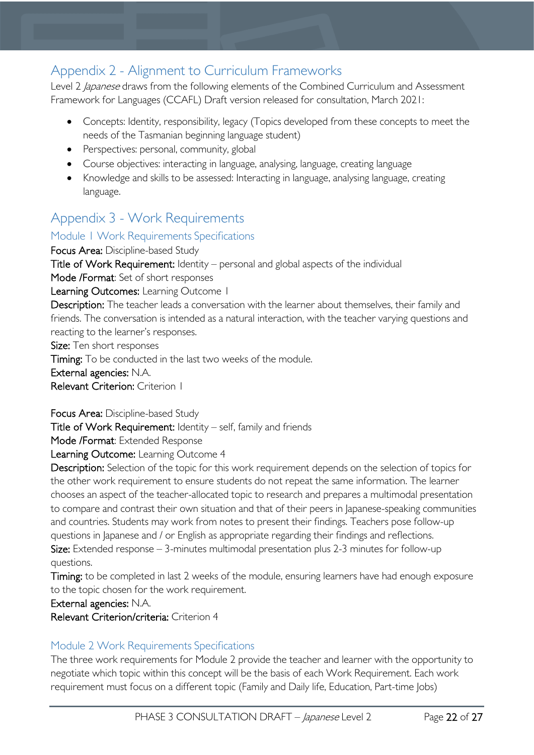## Appendix 2 - Alignment to Curriculum Frameworks

Level 2 *Japanese* draws from the following elements of the Combined Curriculum and Assessment Framework for Languages (CCAFL) Draft version released for consultation, March 2021:

- Concepts: Identity, responsibility, legacy (Topics developed from these concepts to meet the needs of the Tasmanian beginning language student)
- Perspectives: personal, community, global
- Course objectives: interacting in language, analysing, language, creating language
- Knowledge and skills to be assessed: Interacting in language, analysing language, creating language.

## Appendix 3 - Work Requirements

### Module 1 Work Requirements Specifications

**Focus Area:** Discipline-based Study
**Title of Work Requirement:** Identity – personal and global aspects of the individual
**Mode /Format**: Set of short responses
**Learning Outcomes:** Learning Outcome 1
**Description:** The teacher leads a conversation with the learner about themselves, their family and friends. The conversation is intended as a natural interaction, with the teacher varying questions and reacting to the learner's responses.
**Size:** Ten short responses
**Timing:** To be conducted in the last two weeks of the module.
**External agencies:** N.A.
**Relevant Criterion:** Criterion 1

**Focus Area:** Discipline-based Study
**Title of Work Requirement:** Identity – self, family and friends
**Mode /Format**: Extended Response
**Learning Outcome:** Learning Outcome 4
**Description:** Selection of the topic for this work requirement depends on the selection of topics for the other work requirement to ensure students do not repeat the same information. The learner chooses an aspect of the teacher-allocated topic to research and prepares a multimodal presentation to compare and contrast their own situation and that of their peers in Japanese-speaking communities and countries. Students may work from notes to present their findings. Teachers pose follow-up questions in Japanese and / or English as appropriate regarding their findings and reflections.
**Size:** Extended response – 3-minutes multimodal presentation plus 2-3 minutes for follow-up questions.
**Timing:** to be completed in last 2 weeks of the module, ensuring learners have had enough exposure to the topic chosen for the work requirement.
**External agencies:** N.A.
**Relevant Criterion/criteria:** Criterion 4

### Module 2 Work Requirements Specifications

The three work requirements for Module 2 provide the teacher and learner with the opportunity to negotiate which topic within this concept will be the basis of each Work Requirement. Each work requirement must focus on a different topic (Family and Daily life, Education, Part-time Jobs)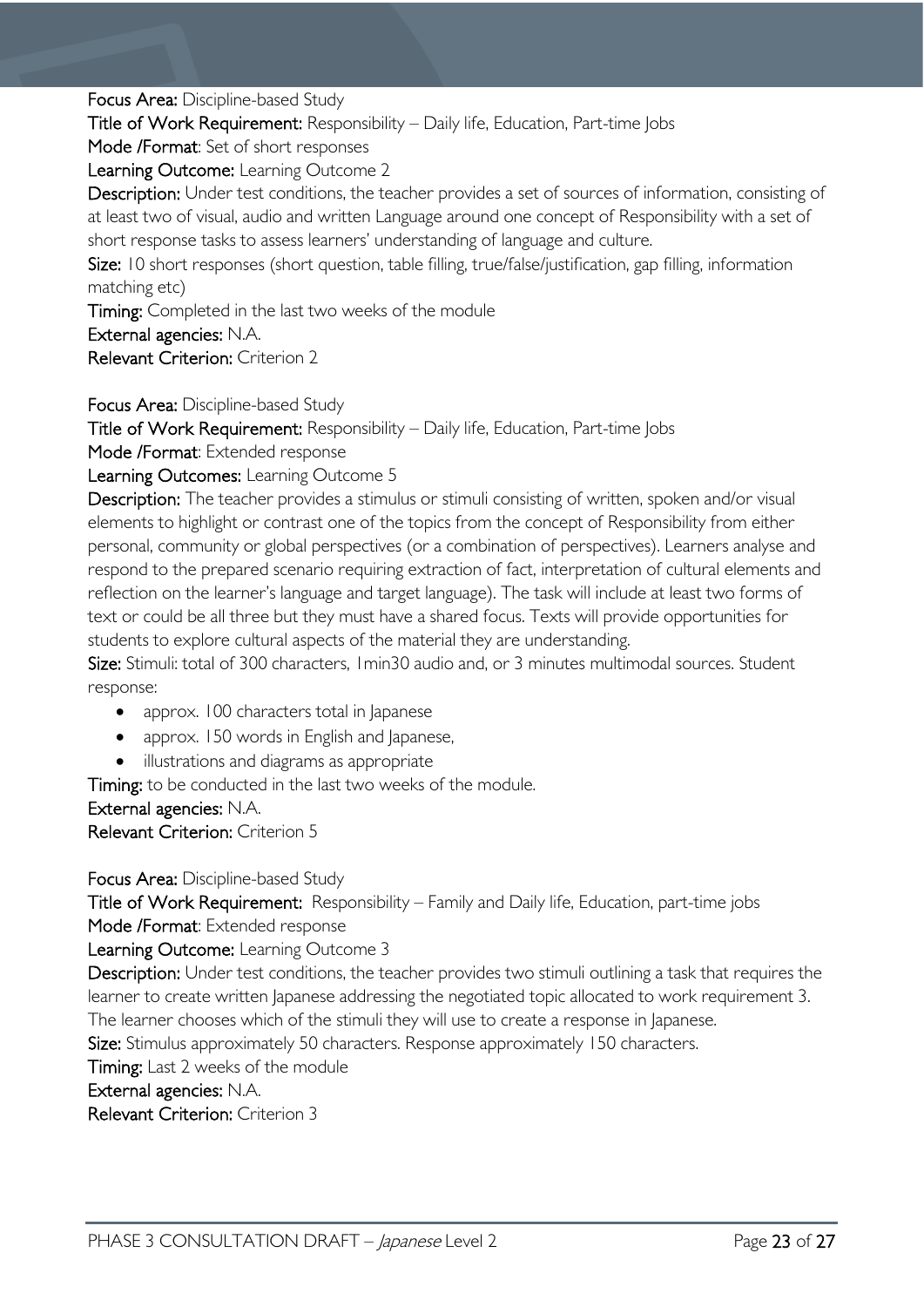**Focus Area:** Discipline-based Study

**Title of Work Requirement:** Responsibility – Daily life, Education, Part-time Jobs

**Mode /Format**: Set of short responses

**Learning Outcome:** Learning Outcome 2

**Description:** Under test conditions, the teacher provides a set of sources of information, consisting of at least two of visual, audio and written Language around one concept of Responsibility with a set of short response tasks to assess learners' understanding of language and culture.

**Size:** 10 short responses (short question, table filling, true/false/justification, gap filling, information matching etc)

**Timing:** Completed in the last two weeks of the module

**External agencies:** N.A.

**Relevant Criterion:** Criterion 2

**Focus Area:** Discipline-based Study

**Title of Work Requirement:** Responsibility – Daily life, Education, Part-time Jobs

**Mode /Format**: Extended response

**Learning Outcomes:** Learning Outcome 5

**Description:** The teacher provides a stimulus or stimuli consisting of written, spoken and/or visual elements to highlight or contrast one of the topics from the concept of Responsibility from either personal, community or global perspectives (or a combination of perspectives). Learners analyse and respond to the prepared scenario requiring extraction of fact, interpretation of cultural elements and reflection on the learner's language and target language). The task will include at least two forms of text or could be all three but they must have a shared focus. Texts will provide opportunities for students to explore cultural aspects of the material they are understanding.

**Size:** Stimuli: total of 300 characters, 1min30 audio and, or 3 minutes multimodal sources. Student response:

- approx. 100 characters total in Japanese
- approx. 150 words in English and Japanese,
- illustrations and diagrams as appropriate

**Timing:** to be conducted in the last two weeks of the module.

**External agencies:** N.A.

**Relevant Criterion:** Criterion 5

**Focus Area:** Discipline-based Study

**Title of Work Requirement:** Responsibility – Family and Daily life, Education, part-time jobs

**Mode /Format**: Extended response

**Learning Outcome:** Learning Outcome 3

**Description:** Under test conditions, the teacher provides two stimuli outlining a task that requires the learner to create written Japanese addressing the negotiated topic allocated to work requirement 3. The learner chooses which of the stimuli they will use to create a response in Japanese.

**Size:** Stimulus approximately 50 characters. Response approximately 150 characters.

**Timing:** Last 2 weeks of the module

**External agencies:** N.A.

**Relevant Criterion:** Criterion 3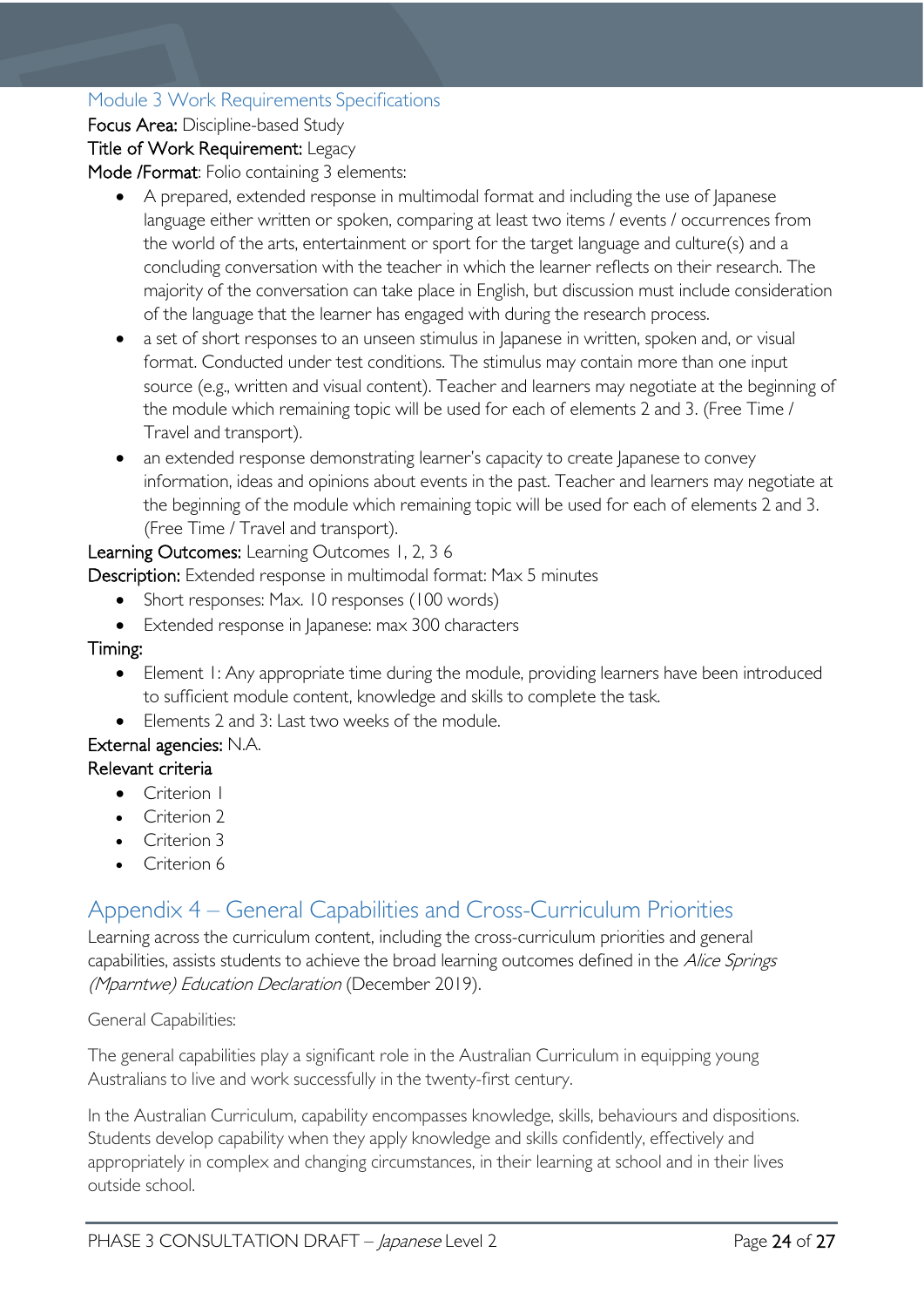### Module 3 Work Requirements Specifications

**Focus Area:** Discipline-based Study

**Title of Work Requirement:** Legacy

**Mode /Format**: Folio containing 3 elements:

- A prepared, extended response in multimodal format and including the use of Japanese language either written or spoken, comparing at least two items / events / occurrences from the world of the arts, entertainment or sport for the target language and culture(s) and a concluding conversation with the teacher in which the learner reflects on their research. The majority of the conversation can take place in English, but discussion must include consideration of the language that the learner has engaged with during the research process.
- a set of short responses to an unseen stimulus in Japanese in written, spoken and, or visual format. Conducted under test conditions. The stimulus may contain more than one input source (e.g., written and visual content). Teacher and learners may negotiate at the beginning of the module which remaining topic will be used for each of elements 2 and 3. (Free Time / Travel and transport).
- an extended response demonstrating learner's capacity to create Japanese to convey information, ideas and opinions about events in the past. Teacher and learners may negotiate at the beginning of the module which remaining topic will be used for each of elements 2 and 3. (Free Time / Travel and transport).

**Learning Outcomes:** Learning Outcomes 1, 2, 3 6

**Description:** Extended response in multimodal format: Max 5 minutes

- Short responses: Max. 10 responses (100 words)
- Extended response in Japanese: max 300 characters

**Timing:**

- Element 1: Any appropriate time during the module, providing learners have been introduced to sufficient module content, knowledge and skills to complete the task.
- Elements 2 and 3: Last two weeks of the module.

**External agencies:** N.A.

**Relevant criteria**

- Criterion 1
- Criterion 2
- Criterion 3
- Criterion 6

## Appendix 4 – General Capabilities and Cross-Curriculum Priorities

Learning across the curriculum content, including the cross-curriculum priorities and general capabilities, assists students to achieve the broad learning outcomes defined in the *Alice Springs (Mparntwe) Education Declaration* (December 2019).

General Capabilities:

The general capabilities play a significant role in the Australian Curriculum in equipping young Australians to live and work successfully in the twenty-first century.

In the Australian Curriculum, capability encompasses knowledge, skills, behaviours and dispositions. Students develop capability when they apply knowledge and skills confidently, effectively and appropriately in complex and changing circumstances, in their learning at school and in their lives outside school.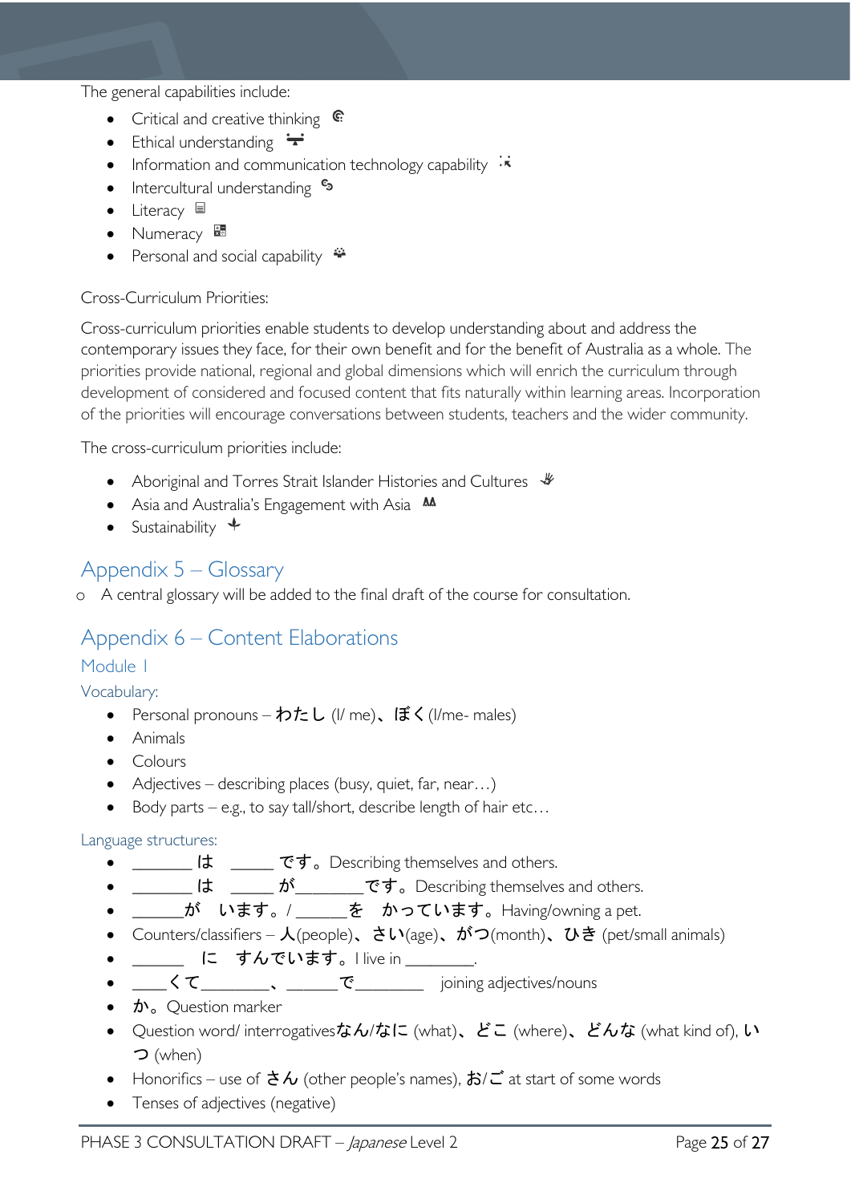The general capabilities include:

- Critical and creative thinking
- Ethical understanding
- Information and communication technology capability
- Intercultural understanding
- Literacy
- Numeracy
- Personal and social capability

Cross-Curriculum Priorities:

Cross-curriculum priorities enable students to develop understanding about and address the contemporary issues they face, for their own benefit and for the benefit of Australia as a whole. The priorities provide national, regional and global dimensions which will enrich the curriculum through development of considered and focused content that fits naturally within learning areas. Incorporation of the priorities will encourage conversations between students, teachers and the wider community.

The cross-curriculum priorities include:

- Aboriginal and Torres Strait Islander Histories and Cultures
- Asia and Australia's Engagement with Asia
- Sustainability

## Appendix 5 – Glossary

- A central glossary will be added to the final draft of the course for consultation.

## Appendix 6 – Content Elaborations

### Module 1

#### Vocabulary:

- Personal pronouns – わたし (I/ me)、ぼく (I/me- males)
- Animals
- Colours
- Adjectives – describing places (busy, quiet, far, near…)
- Body parts – e.g., to say tall/short, describe length of hair etc…

#### Language structures:

- _______ は _____ です。Describing themselves and others.
- _______ は _____ が_______です。Describing themselves and others.
- ______が います。/ ______を かっています。Having/owning a pet.
- Counters/classifiers – 人(people)、さい(age)、がつ(month)、ひき (pet/small animals)
- ______ に すんでいます。I live in ________.
- ____くて________、______で________ joining adjectives/nouns
- か。Question marker
- Question word/ interrogativesなん/なに (what)、どこ (where)、どんな (what kind of), いつ (when)
- Honorifics – use of さん (other people's names), お/ご at start of some words
- Tenses of adjectives (negative)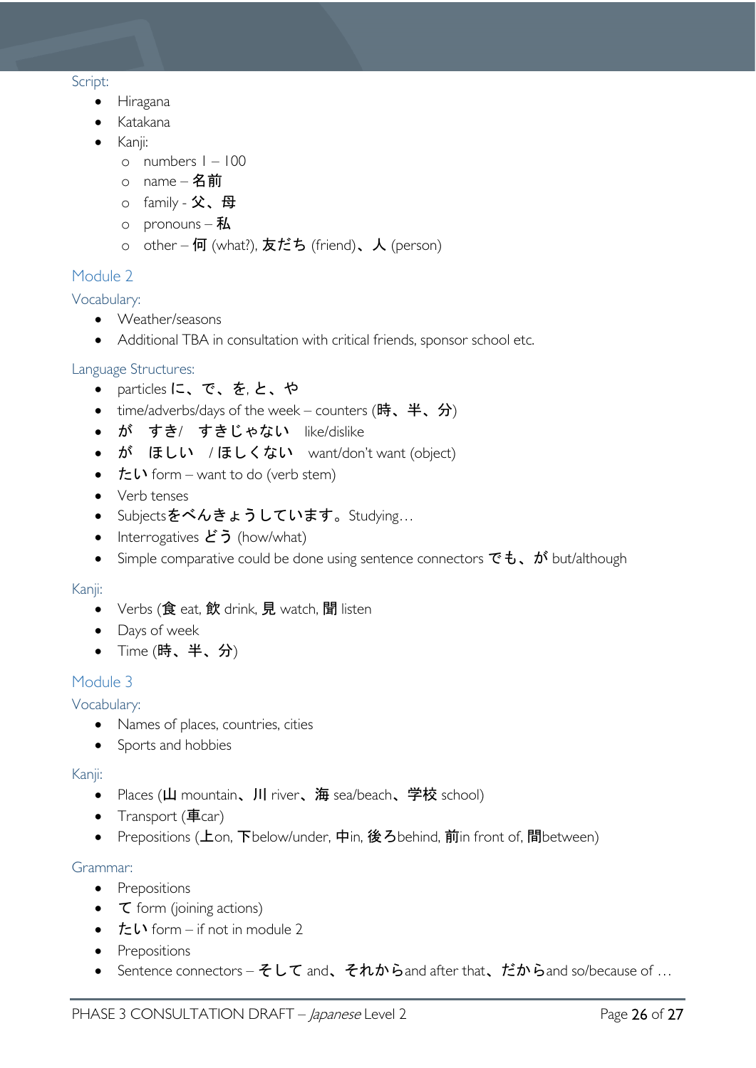Script:

- Hiragana
- Katakana
- Kanji:
  - numbers 1 – 100
  - name – 名前
  - family - 父、母
  - pronouns – 私
  - other – 何 (what?), 友だち (friend)、人 (person)

## Module 2

### Vocabulary:

- Weather/seasons
- Additional TBA in consultation with critical friends, sponsor school etc.

### Language Structures:

- particles に、で、を, と、や
- time/adverbs/days of the week – counters (時、半、分)
- が　すき/　すきじゃない　like/dislike
- が　ほしい　/ほしくない　want/don't want (object)
- たい form – want to do (verb stem)
- Verb tenses
- Subjectsをべんきょうしています。Studying…
- Interrogatives どう (how/what)
- Simple comparative could be done using sentence connectors でも、が but/although

### Kanji:

- Verbs (食 eat, 飲 drink, 見 watch, 聞 listen
- Days of week
- Time (時、半、分)

## Module 3

### Vocabulary:

- Names of places, countries, cities
- Sports and hobbies

### Kanji:

- Places (山 mountain、川 river、海 sea/beach、学校 school)
- Transport (車car)
- Prepositions (上on, 下below/under, 中in, 後ろbehind, 前in front of, 間between)

### Grammar:

- Prepositions
- て form (joining actions)
- たい form – if not in module 2
- Prepositions
- Sentence connectors – そして and、それからand after that、だからand so/because of …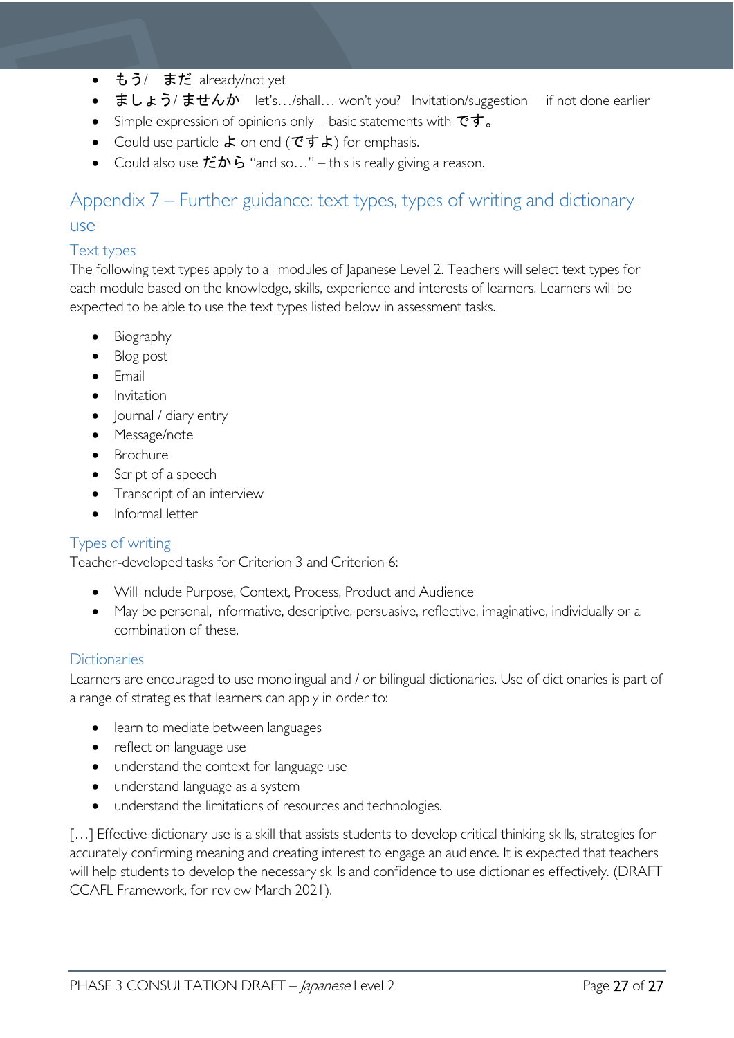- もう/　まだ　already/not yet
- ましょう/ ませんか　let's…/shall… won't you?　Invitation/suggestion　if not done earlier
- Simple expression of opinions only – basic statements with です。
- Could use particle よ on end (ですよ) for emphasis.
- Could also use だから "and so…" – this is really giving a reason.

## Appendix 7 – Further guidance: text types, types of writing and dictionary use

### Text types

The following text types apply to all modules of Japanese Level 2. Teachers will select text types for each module based on the knowledge, skills, experience and interests of learners. Learners will be expected to be able to use the text types listed below in assessment tasks.

- Biography
- Blog post
- Email
- Invitation
- Journal / diary entry
- Message/note
- Brochure
- Script of a speech
- Transcript of an interview
- Informal letter

### Types of writing

Teacher-developed tasks for Criterion 3 and Criterion 6:

- Will include Purpose, Context, Process, Product and Audience
- May be personal, informative, descriptive, persuasive, reflective, imaginative, individually or a combination of these.

### Dictionaries

Learners are encouraged to use monolingual and / or bilingual dictionaries. Use of dictionaries is part of a range of strategies that learners can apply in order to:

- learn to mediate between languages
- reflect on language use
- understand the context for language use
- understand language as a system
- understand the limitations of resources and technologies.

[…] Effective dictionary use is a skill that assists students to develop critical thinking skills, strategies for accurately confirming meaning and creating interest to engage an audience. It is expected that teachers will help students to develop the necessary skills and confidence to use dictionaries effectively. (DRAFT CCAFL Framework, for review March 2021).